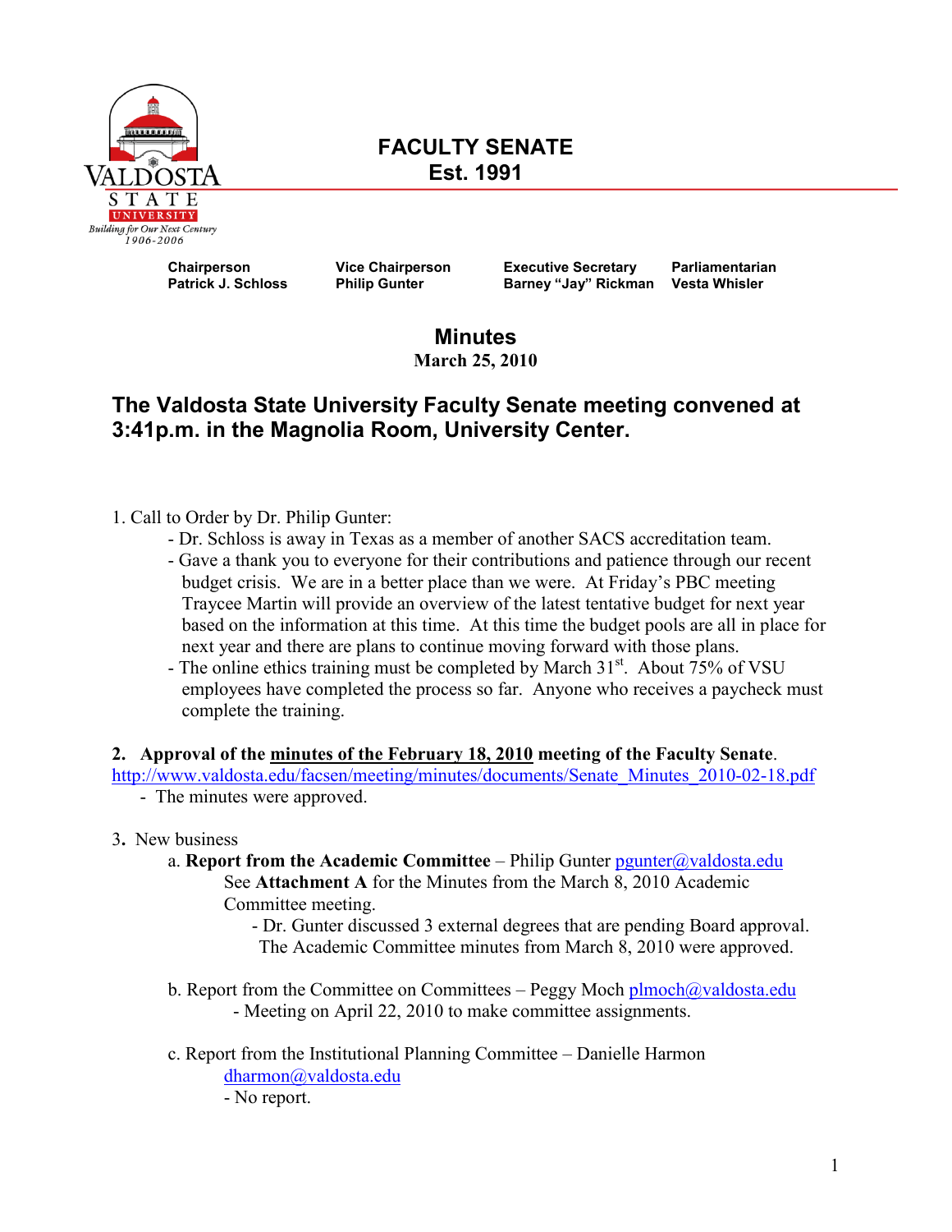# FACULTY SENATE
## Est. 1991

| Chairperson | Vice Chairperson | Executive Secretary | Parliamentarian |
|---|---|---|---|
| Patrick J. Schloss | Philip Gunter | Barney "Jay" Rickman | Vesta Whisler |

## Minutes
**March 25, 2010**

## The Valdosta State University Faculty Senate meeting convened at 3:41p.m. in the Magnolia Room, University Center.

1. Call to Order by Dr. Philip Gunter:
   - Dr. Schloss is away in Texas as a member of another SACS accreditation team.
   - Gave a thank you to everyone for their contributions and patience through our recent budget crisis. We are in a better place than we were. At Friday's PBC meeting Traycee Martin will provide an overview of the latest tentative budget for next year based on the information at this time. At this time the budget pools are all in place for next year and there are plans to continue moving forward with those plans.
   - The online ethics training must be completed by March 31st. About 75% of VSU employees have completed the process so far. Anyone who receives a paycheck must complete the training.

**2. Approval of the minutes of the February 18, 2010 meeting of the Faculty Senate.**
http://www.valdosta.edu/facsen/meeting/minutes/documents/Senate_Minutes_2010-02-18.pdf
- The minutes were approved.

3. New business
   a. **Report from the Academic Committee** – Philip Gunter pgunter@valdosta.edu
      See **Attachment A** for the Minutes from the March 8, 2010 Academic Committee meeting.
      - Dr. Gunter discussed 3 external degrees that are pending Board approval. The Academic Committee minutes from March 8, 2010 were approved.

   b. Report from the Committee on Committees – Peggy Moch plmoch@valdosta.edu
      - Meeting on April 22, 2010 to make committee assignments.

   c. Report from the Institutional Planning Committee – Danielle Harmon dharmon@valdosta.edu
      - No report.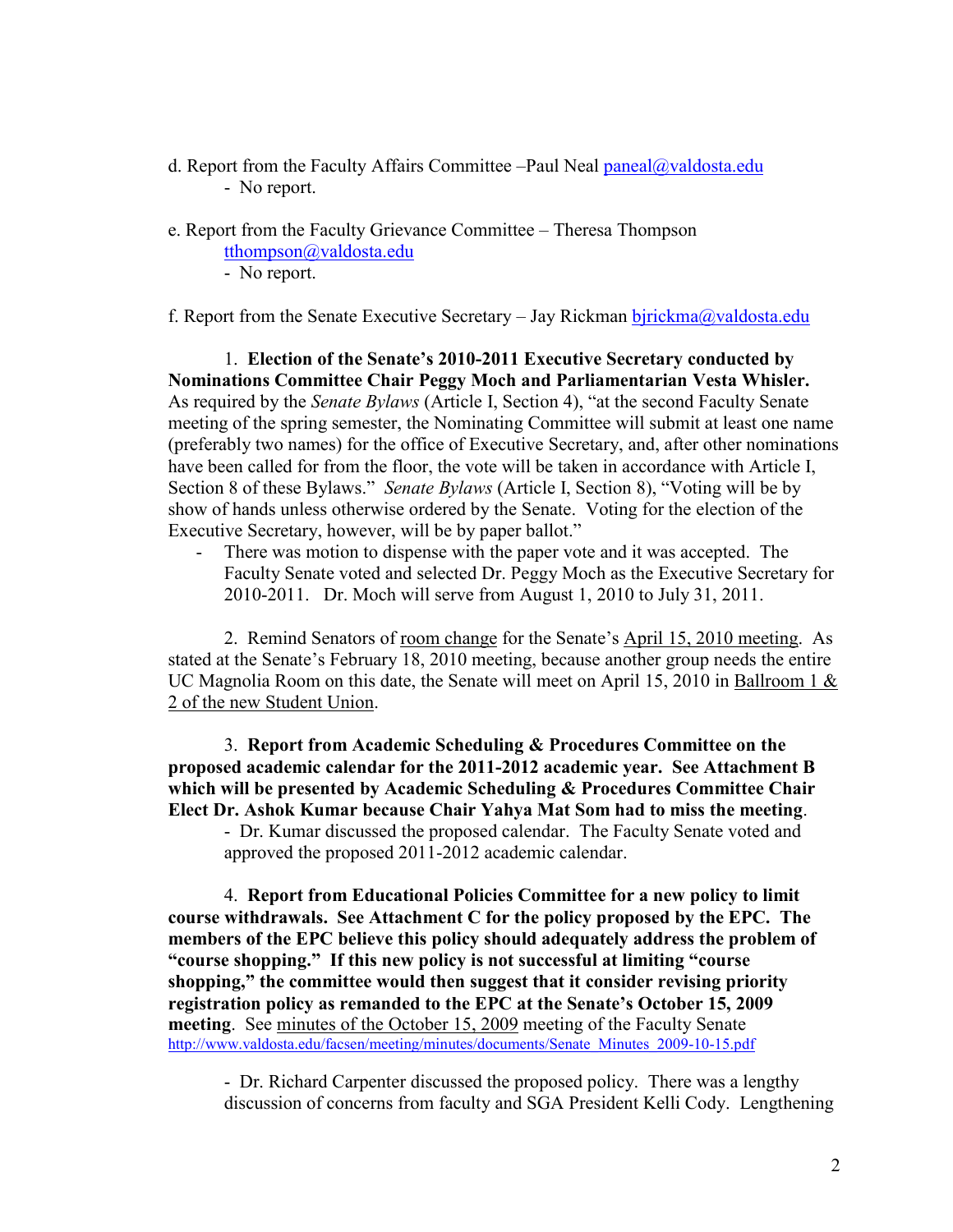d. Report from the Faculty Affairs Committee –Paul Neal paneal@valdosta.edu

- No report.

e. Report from the Faculty Grievance Committee – Theresa Thompson tthompson@valdosta.edu

- No report.

f. Report from the Senate Executive Secretary – Jay Rickman bjrickma@valdosta.edu

1. **Election of the Senate's 2010-2011 Executive Secretary conducted by Nominations Committee Chair Peggy Moch and Parliamentarian Vesta Whisler.** As required by the *Senate Bylaws* (Article I, Section 4), "at the second Faculty Senate meeting of the spring semester, the Nominating Committee will submit at least one name (preferably two names) for the office of Executive Secretary, and, after other nominations have been called for from the floor, the vote will be taken in accordance with Article I, Section 8 of these Bylaws." *Senate Bylaws* (Article I, Section 8), "Voting will be by show of hands unless otherwise ordered by the Senate. Voting for the election of the Executive Secretary, however, will be by paper ballot."
   - There was motion to dispense with the paper vote and it was accepted. The Faculty Senate voted and selected Dr. Peggy Moch as the Executive Secretary for 2010-2011. Dr. Moch will serve from August 1, 2010 to July 31, 2011.

2. Remind Senators of room change for the Senate's April 15, 2010 meeting. As stated at the Senate's February 18, 2010 meeting, because another group needs the entire UC Magnolia Room on this date, the Senate will meet on April 15, 2010 in Ballroom 1 & 2 of the new Student Union.

3. **Report from Academic Scheduling & Procedures Committee on the proposed academic calendar for the 2011-2012 academic year. See Attachment B which will be presented by Academic Scheduling & Procedures Committee Chair Elect Dr. Ashok Kumar because Chair Yahya Mat Som had to miss the meeting**.
   - Dr. Kumar discussed the proposed calendar. The Faculty Senate voted and approved the proposed 2011-2012 academic calendar.

4. **Report from Educational Policies Committee for a new policy to limit course withdrawals. See Attachment C for the policy proposed by the EPC. The members of the EPC believe this policy should adequately address the problem of "course shopping." If this new policy is not successful at limiting "course shopping," the committee would then suggest that it consider revising priority registration policy as remanded to the EPC at the Senate's October 15, 2009 meeting**. See minutes of the October 15, 2009 meeting of the Faculty Senate http://www.valdosta.edu/facsen/meeting/minutes/documents/Senate_Minutes_2009-10-15.pdf
   - Dr. Richard Carpenter discussed the proposed policy. There was a lengthy discussion of concerns from faculty and SGA President Kelli Cody. Lengthening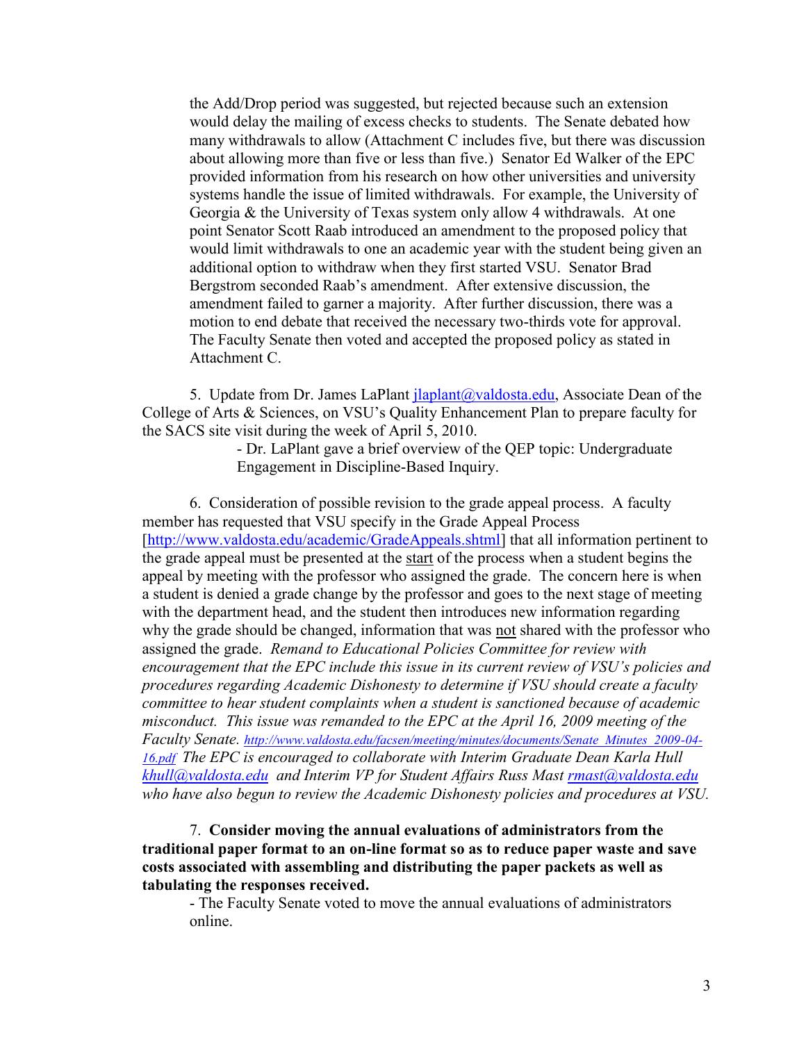the Add/Drop period was suggested, but rejected because such an extension would delay the mailing of excess checks to students. The Senate debated how many withdrawals to allow (Attachment C includes five, but there was discussion about allowing more than five or less than five.) Senator Ed Walker of the EPC provided information from his research on how other universities and university systems handle the issue of limited withdrawals. For example, the University of Georgia & the University of Texas system only allow 4 withdrawals. At one point Senator Scott Raab introduced an amendment to the proposed policy that would limit withdrawals to one an academic year with the student being given an additional option to withdraw when they first started VSU. Senator Brad Bergstrom seconded Raab's amendment. After extensive discussion, the amendment failed to garner a majority. After further discussion, there was a motion to end debate that received the necessary two-thirds vote for approval. The Faculty Senate then voted and accepted the proposed policy as stated in Attachment C.

5. Update from Dr. James LaPlant jlaplant@valdosta.edu, Associate Dean of the College of Arts & Sciences, on VSU's Quality Enhancement Plan to prepare faculty for the SACS site visit during the week of April 5, 2010.

- Dr. LaPlant gave a brief overview of the QEP topic: Undergraduate Engagement in Discipline-Based Inquiry.

6. Consideration of possible revision to the grade appeal process. A faculty member has requested that VSU specify in the Grade Appeal Process [http://www.valdosta.edu/academic/GradeAppeals.shtml] that all information pertinent to the grade appeal must be presented at the start of the process when a student begins the appeal by meeting with the professor who assigned the grade. The concern here is when a student is denied a grade change by the professor and goes to the next stage of meeting with the department head, and the student then introduces new information regarding why the grade should be changed, information that was not shared with the professor who assigned the grade. *Remand to Educational Policies Committee for review with encouragement that the EPC include this issue in its current review of VSU's policies and procedures regarding Academic Dishonesty to determine if VSU should create a faculty committee to hear student complaints when a student is sanctioned because of academic misconduct. This issue was remanded to the EPC at the April 16, 2009 meeting of the Faculty Senate. http://www.valdosta.edu/facsen/meeting/minutes/documents/Senate_Minutes_2009-04-16.pdf The EPC is encouraged to collaborate with Interim Graduate Dean Karla Hull khull@valdosta.edu and Interim VP for Student Affairs Russ Mast rmast@valdosta.edu who have also begun to review the Academic Dishonesty policies and procedures at VSU.*

7. **Consider moving the annual evaluations of administrators from the traditional paper format to an on-line format so as to reduce paper waste and save costs associated with assembling and distributing the paper packets as well as tabulating the responses received.**

- The Faculty Senate voted to move the annual evaluations of administrators online.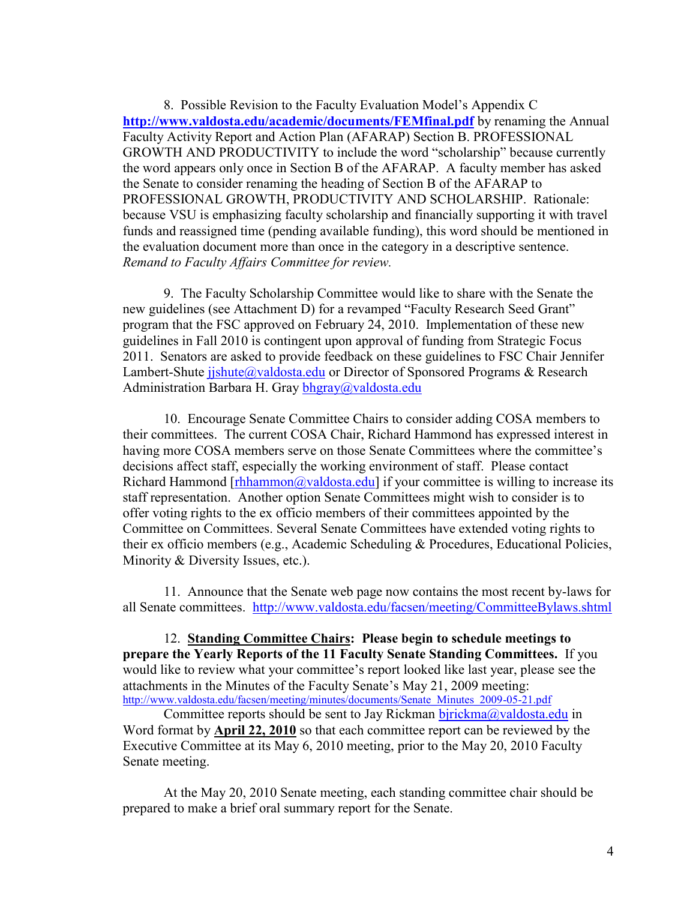8. Possible Revision to the Faculty Evaluation Model's Appendix C **http://www.valdosta.edu/academic/documents/FEMfinal.pdf** by renaming the Annual Faculty Activity Report and Action Plan (AFARAP) Section B. PROFESSIONAL GROWTH AND PRODUCTIVITY to include the word "scholarship" because currently the word appears only once in Section B of the AFARAP. A faculty member has asked the Senate to consider renaming the heading of Section B of the AFARAP to PROFESSIONAL GROWTH, PRODUCTIVITY AND SCHOLARSHIP. Rationale: because VSU is emphasizing faculty scholarship and financially supporting it with travel funds and reassigned time (pending available funding), this word should be mentioned in the evaluation document more than once in the category in a descriptive sentence. *Remand to Faculty Affairs Committee for review.*

9. The Faculty Scholarship Committee would like to share with the Senate the new guidelines (see Attachment D) for a revamped "Faculty Research Seed Grant" program that the FSC approved on February 24, 2010. Implementation of these new guidelines in Fall 2010 is contingent upon approval of funding from Strategic Focus 2011. Senators are asked to provide feedback on these guidelines to FSC Chair Jennifer Lambert-Shute jjshute@valdosta.edu or Director of Sponsored Programs & Research Administration Barbara H. Gray bhgray@valdosta.edu

10. Encourage Senate Committee Chairs to consider adding COSA members to their committees. The current COSA Chair, Richard Hammond has expressed interest in having more COSA members serve on those Senate Committees where the committee's decisions affect staff, especially the working environment of staff. Please contact Richard Hammond [rhhammon@valdosta.edu] if your committee is willing to increase its staff representation. Another option Senate Committees might wish to consider is to offer voting rights to the ex officio members of their committees appointed by the Committee on Committees. Several Senate Committees have extended voting rights to their ex officio members (e.g., Academic Scheduling & Procedures, Educational Policies, Minority & Diversity Issues, etc.).

11. Announce that the Senate web page now contains the most recent by-laws for all Senate committees. http://www.valdosta.edu/facsen/meeting/CommitteeBylaws.shtml

12. **Standing Committee Chairs: Please begin to schedule meetings to prepare the Yearly Reports of the 11 Faculty Senate Standing Committees.** If you would like to review what your committee's report looked like last year, please see the attachments in the Minutes of the Faculty Senate's May 21, 2009 meeting: http://www.valdosta.edu/facsen/meeting/minutes/documents/Senate_Minutes_2009-05-21.pdf

Committee reports should be sent to Jay Rickman bjrickma@valdosta.edu in Word format by **April 22, 2010** so that each committee report can be reviewed by the Executive Committee at its May 6, 2010 meeting, prior to the May 20, 2010 Faculty Senate meeting.

At the May 20, 2010 Senate meeting, each standing committee chair should be prepared to make a brief oral summary report for the Senate.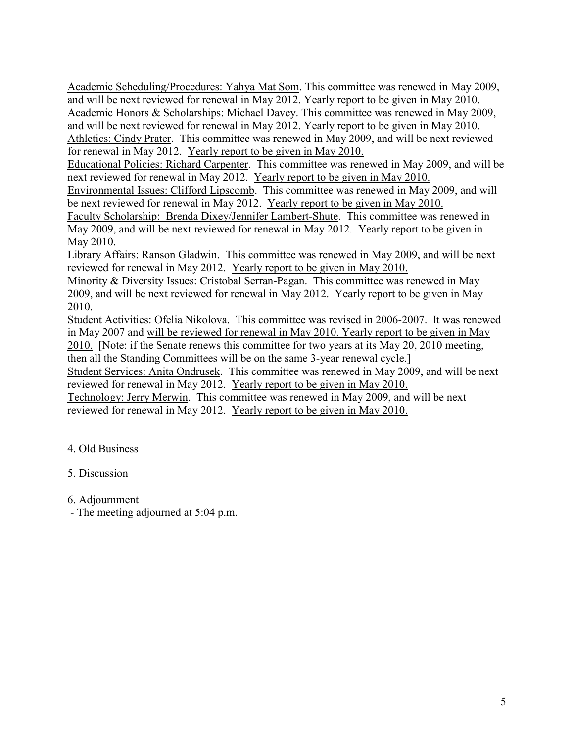Academic Scheduling/Procedures: Yahya Mat Som. This committee was renewed in May 2009, and will be next reviewed for renewal in May 2012. Yearly report to be given in May 2010.
Academic Honors & Scholarships: Michael Davey. This committee was renewed in May 2009, and will be next reviewed for renewal in May 2012. Yearly report to be given in May 2010.
Athletics: Cindy Prater. This committee was renewed in May 2009, and will be next reviewed for renewal in May 2012. Yearly report to be given in May 2010.
Educational Policies: Richard Carpenter. This committee was renewed in May 2009, and will be next reviewed for renewal in May 2012. Yearly report to be given in May 2010.
Environmental Issues: Clifford Lipscomb. This committee was renewed in May 2009, and will be next reviewed for renewal in May 2012. Yearly report to be given in May 2010.
Faculty Scholarship: Brenda Dixey/Jennifer Lambert-Shute. This committee was renewed in May 2009, and will be next reviewed for renewal in May 2012. Yearly report to be given in May 2010.
Library Affairs: Ranson Gladwin. This committee was renewed in May 2009, and will be next reviewed for renewal in May 2012. Yearly report to be given in May 2010.
Minority & Diversity Issues: Cristobal Serran-Pagan. This committee was renewed in May 2009, and will be next reviewed for renewal in May 2012. Yearly report to be given in May 2010.
Student Activities: Ofelia Nikolova. This committee was revised in 2006-2007. It was renewed in May 2007 and will be reviewed for renewal in May 2010. Yearly report to be given in May 2010. [Note: if the Senate renews this committee for two years at its May 20, 2010 meeting, then all the Standing Committees will be on the same 3-year renewal cycle.]
Student Services: Anita Ondrusek. This committee was renewed in May 2009, and will be next reviewed for renewal in May 2012. Yearly report to be given in May 2010.
Technology: Jerry Merwin. This committee was renewed in May 2009, and will be next reviewed for renewal in May 2012. Yearly report to be given in May 2010.

4. Old Business

5. Discussion

6. Adjournment

- The meeting adjourned at 5:04 p.m.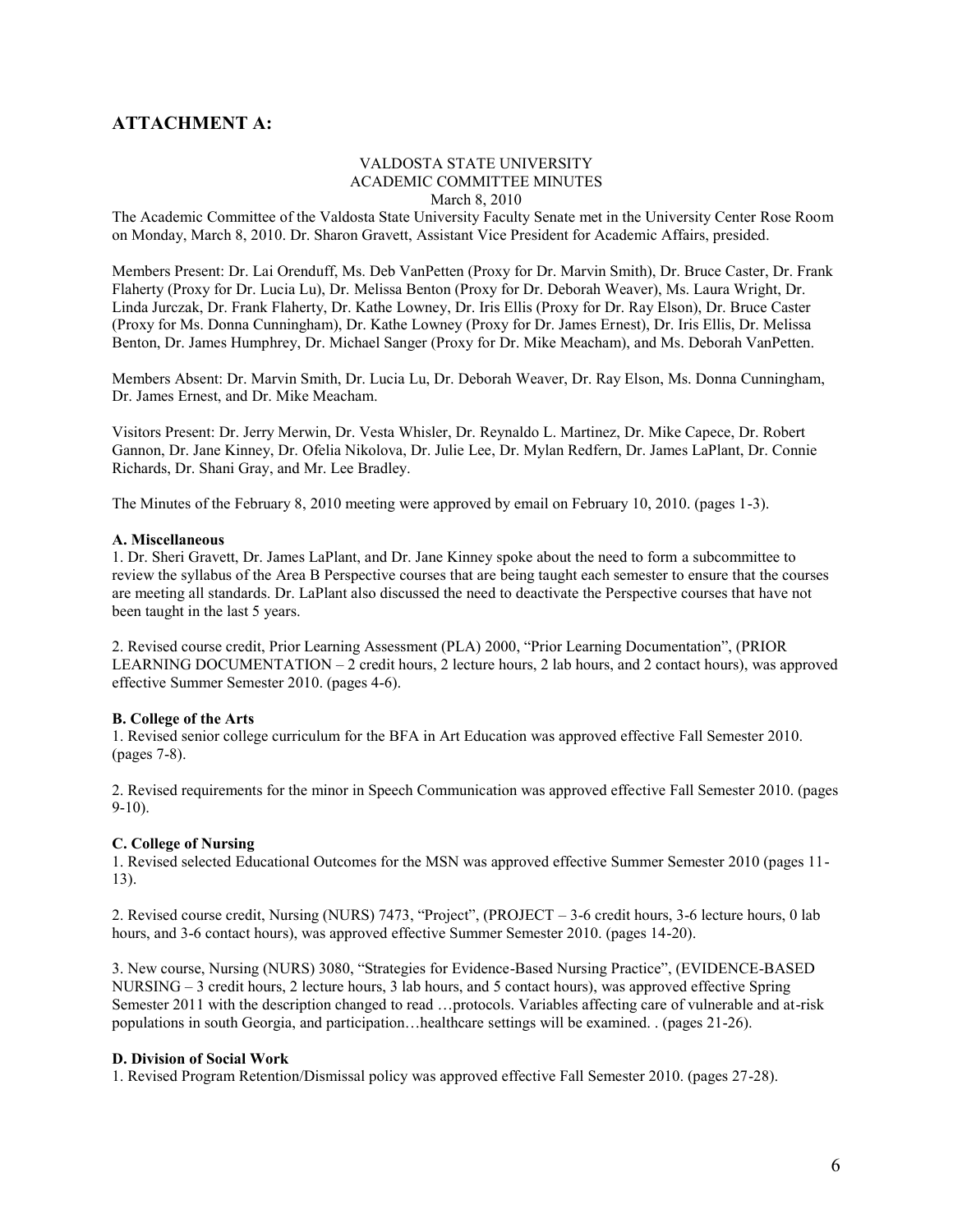## ATTACHMENT A:

VALDOSTA STATE UNIVERSITY
ACADEMIC COMMITTEE MINUTES
March 8, 2010

The Academic Committee of the Valdosta State University Faculty Senate met in the University Center Rose Room on Monday, March 8, 2010. Dr. Sharon Gravett, Assistant Vice President for Academic Affairs, presided.

Members Present: Dr. Lai Orenduff, Ms. Deb VanPetten (Proxy for Dr. Marvin Smith), Dr. Bruce Caster, Dr. Frank Flaherty (Proxy for Dr. Lucia Lu), Dr. Melissa Benton (Proxy for Dr. Deborah Weaver), Ms. Laura Wright, Dr. Linda Jurczak, Dr. Frank Flaherty, Dr. Kathe Lowney, Dr. Iris Ellis (Proxy for Dr. Ray Elson), Dr. Bruce Caster (Proxy for Ms. Donna Cunningham), Dr. Kathe Lowney (Proxy for Dr. James Ernest), Dr. Iris Ellis, Dr. Melissa Benton, Dr. James Humphrey, Dr. Michael Sanger (Proxy for Dr. Mike Meacham), and Ms. Deborah VanPetten.

Members Absent: Dr. Marvin Smith, Dr. Lucia Lu, Dr. Deborah Weaver, Dr. Ray Elson, Ms. Donna Cunningham, Dr. James Ernest, and Dr. Mike Meacham.

Visitors Present: Dr. Jerry Merwin, Dr. Vesta Whisler, Dr. Reynaldo L. Martinez, Dr. Mike Capece, Dr. Robert Gannon, Dr. Jane Kinney, Dr. Ofelia Nikolova, Dr. Julie Lee, Dr. Mylan Redfern, Dr. James LaPlant, Dr. Connie Richards, Dr. Shani Gray, and Mr. Lee Bradley.

The Minutes of the February 8, 2010 meeting were approved by email on February 10, 2010. (pages 1-3).

**A. Miscellaneous**

1. Dr. Sheri Gravett, Dr. James LaPlant, and Dr. Jane Kinney spoke about the need to form a subcommittee to review the syllabus of the Area B Perspective courses that are being taught each semester to ensure that the courses are meeting all standards. Dr. LaPlant also discussed the need to deactivate the Perspective courses that have not been taught in the last 5 years.

2. Revised course credit, Prior Learning Assessment (PLA) 2000, "Prior Learning Documentation", (PRIOR LEARNING DOCUMENTATION – 2 credit hours, 2 lecture hours, 2 lab hours, and 2 contact hours), was approved effective Summer Semester 2010. (pages 4-6).

**B. College of the Arts**

1. Revised senior college curriculum for the BFA in Art Education was approved effective Fall Semester 2010. (pages 7-8).

2. Revised requirements for the minor in Speech Communication was approved effective Fall Semester 2010. (pages 9-10).

**C. College of Nursing**

1. Revised selected Educational Outcomes for the MSN was approved effective Summer Semester 2010 (pages 11-13).

2. Revised course credit, Nursing (NURS) 7473, "Project", (PROJECT – 3-6 credit hours, 3-6 lecture hours, 0 lab hours, and 3-6 contact hours), was approved effective Summer Semester 2010. (pages 14-20).

3. New course, Nursing (NURS) 3080, "Strategies for Evidence-Based Nursing Practice", (EVIDENCE-BASED NURSING – 3 credit hours, 2 lecture hours, 3 lab hours, and 5 contact hours), was approved effective Spring Semester 2011 with the description changed to read …protocols. Variables affecting care of vulnerable and at-risk populations in south Georgia, and participation…healthcare settings will be examined. . (pages 21-26).

**D. Division of Social Work**

1. Revised Program Retention/Dismissal policy was approved effective Fall Semester 2010. (pages 27-28).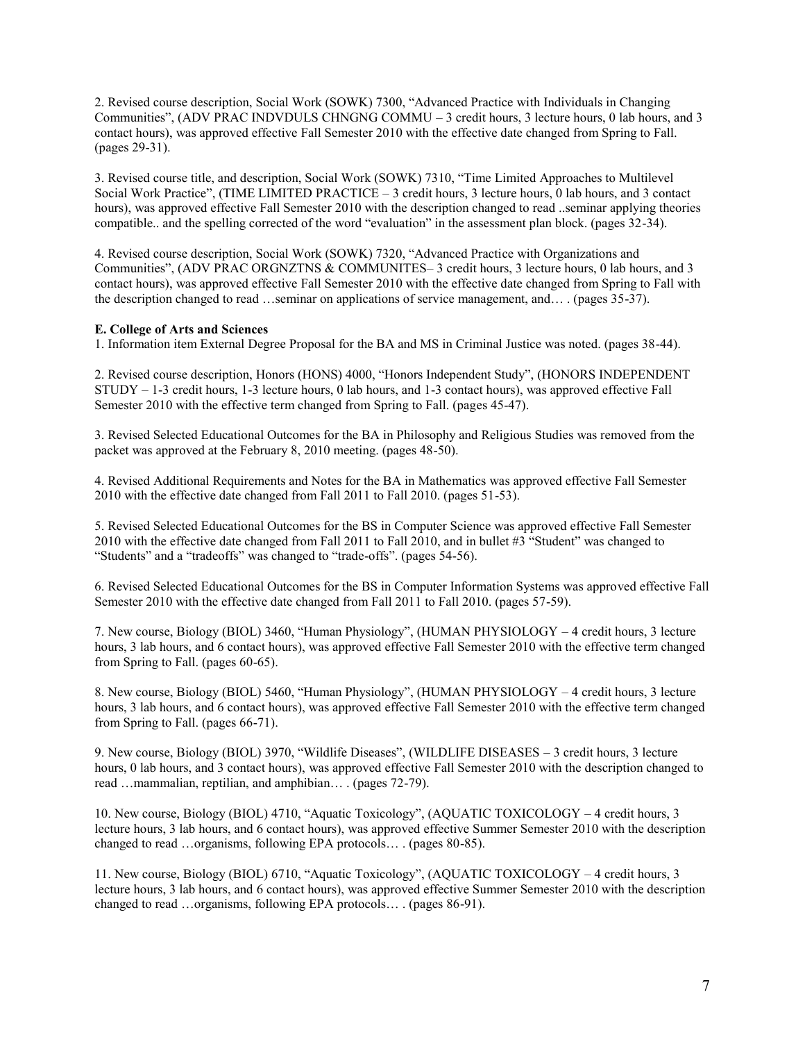2. Revised course description, Social Work (SOWK) 7300, "Advanced Practice with Individuals in Changing Communities", (ADV PRAC INDVDULS CHNGNG COMMU – 3 credit hours, 3 lecture hours, 0 lab hours, and 3 contact hours), was approved effective Fall Semester 2010 with the effective date changed from Spring to Fall. (pages 29-31).

3. Revised course title, and description, Social Work (SOWK) 7310, "Time Limited Approaches to Multilevel Social Work Practice", (TIME LIMITED PRACTICE – 3 credit hours, 3 lecture hours, 0 lab hours, and 3 contact hours), was approved effective Fall Semester 2010 with the description changed to read ..seminar applying theories compatible.. and the spelling corrected of the word "evaluation" in the assessment plan block. (pages 32-34).

4. Revised course description, Social Work (SOWK) 7320, "Advanced Practice with Organizations and Communities", (ADV PRAC ORGNZTNS & COMMUNITES– 3 credit hours, 3 lecture hours, 0 lab hours, and 3 contact hours), was approved effective Fall Semester 2010 with the effective date changed from Spring to Fall with the description changed to read …seminar on applications of service management, and… . (pages 35-37).

**E. College of Arts and Sciences**

1. Information item External Degree Proposal for the BA and MS in Criminal Justice was noted. (pages 38-44).

2. Revised course description, Honors (HONS) 4000, "Honors Independent Study", (HONORS INDEPENDENT STUDY – 1-3 credit hours, 1-3 lecture hours, 0 lab hours, and 1-3 contact hours), was approved effective Fall Semester 2010 with the effective term changed from Spring to Fall. (pages 45-47).

3. Revised Selected Educational Outcomes for the BA in Philosophy and Religious Studies was removed from the packet was approved at the February 8, 2010 meeting. (pages 48-50).

4. Revised Additional Requirements and Notes for the BA in Mathematics was approved effective Fall Semester 2010 with the effective date changed from Fall 2011 to Fall 2010. (pages 51-53).

5. Revised Selected Educational Outcomes for the BS in Computer Science was approved effective Fall Semester 2010 with the effective date changed from Fall 2011 to Fall 2010, and in bullet #3 "Student" was changed to "Students" and a "tradeoffs" was changed to "trade-offs". (pages 54-56).

6. Revised Selected Educational Outcomes for the BS in Computer Information Systems was approved effective Fall Semester 2010 with the effective date changed from Fall 2011 to Fall 2010. (pages 57-59).

7. New course, Biology (BIOL) 3460, "Human Physiology", (HUMAN PHYSIOLOGY – 4 credit hours, 3 lecture hours, 3 lab hours, and 6 contact hours), was approved effective Fall Semester 2010 with the effective term changed from Spring to Fall. (pages 60-65).

8. New course, Biology (BIOL) 5460, "Human Physiology", (HUMAN PHYSIOLOGY – 4 credit hours, 3 lecture hours, 3 lab hours, and 6 contact hours), was approved effective Fall Semester 2010 with the effective term changed from Spring to Fall. (pages 66-71).

9. New course, Biology (BIOL) 3970, "Wildlife Diseases", (WILDLIFE DISEASES – 3 credit hours, 3 lecture hours, 0 lab hours, and 3 contact hours), was approved effective Fall Semester 2010 with the description changed to read …mammalian, reptilian, and amphibian… . (pages 72-79).

10. New course, Biology (BIOL) 4710, "Aquatic Toxicology", (AQUATIC TOXICOLOGY – 4 credit hours, 3 lecture hours, 3 lab hours, and 6 contact hours), was approved effective Summer Semester 2010 with the description changed to read …organisms, following EPA protocols… . (pages 80-85).

11. New course, Biology (BIOL) 6710, "Aquatic Toxicology", (AQUATIC TOXICOLOGY – 4 credit hours, 3 lecture hours, 3 lab hours, and 6 contact hours), was approved effective Summer Semester 2010 with the description changed to read …organisms, following EPA protocols… . (pages 86-91).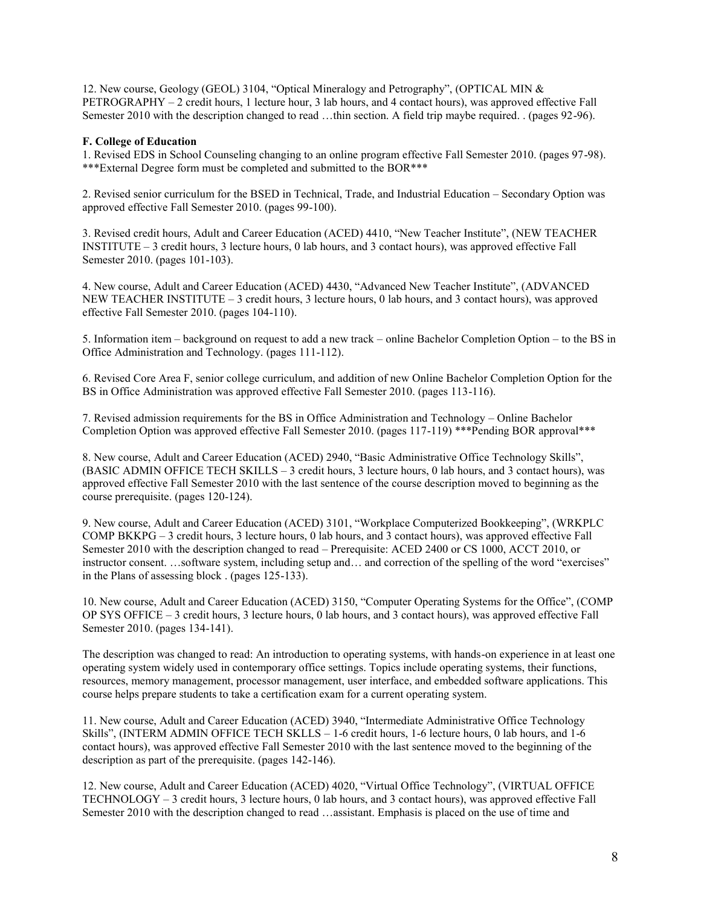12. New course, Geology (GEOL) 3104, "Optical Mineralogy and Petrography", (OPTICAL MIN & PETROGRAPHY – 2 credit hours, 1 lecture hour, 3 lab hours, and 4 contact hours), was approved effective Fall Semester 2010 with the description changed to read …thin section. A field trip maybe required. . (pages 92-96).

**F. College of Education**

1. Revised EDS in School Counseling changing to an online program effective Fall Semester 2010. (pages 97-98). ***External Degree form must be completed and submitted to the BOR***

2. Revised senior curriculum for the BSED in Technical, Trade, and Industrial Education – Secondary Option was approved effective Fall Semester 2010. (pages 99-100).

3. Revised credit hours, Adult and Career Education (ACED) 4410, "New Teacher Institute", (NEW TEACHER INSTITUTE – 3 credit hours, 3 lecture hours, 0 lab hours, and 3 contact hours), was approved effective Fall Semester 2010. (pages 101-103).

4. New course, Adult and Career Education (ACED) 4430, "Advanced New Teacher Institute", (ADVANCED NEW TEACHER INSTITUTE – 3 credit hours, 3 lecture hours, 0 lab hours, and 3 contact hours), was approved effective Fall Semester 2010. (pages 104-110).

5. Information item – background on request to add a new track – online Bachelor Completion Option – to the BS in Office Administration and Technology. (pages 111-112).

6. Revised Core Area F, senior college curriculum, and addition of new Online Bachelor Completion Option for the BS in Office Administration was approved effective Fall Semester 2010. (pages 113-116).

7. Revised admission requirements for the BS in Office Administration and Technology – Online Bachelor Completion Option was approved effective Fall Semester 2010. (pages 117-119) ***Pending BOR approval***

8. New course, Adult and Career Education (ACED) 2940, "Basic Administrative Office Technology Skills", (BASIC ADMIN OFFICE TECH SKILLS – 3 credit hours, 3 lecture hours, 0 lab hours, and 3 contact hours), was approved effective Fall Semester 2010 with the last sentence of the course description moved to beginning as the course prerequisite. (pages 120-124).

9. New course, Adult and Career Education (ACED) 3101, "Workplace Computerized Bookkeeping", (WRKPLC COMP BKKPG – 3 credit hours, 3 lecture hours, 0 lab hours, and 3 contact hours), was approved effective Fall Semester 2010 with the description changed to read – Prerequisite: ACED 2400 or CS 1000, ACCT 2010, or instructor consent. …software system, including setup and… and correction of the spelling of the word "exercises" in the Plans of assessing block . (pages 125-133).

10. New course, Adult and Career Education (ACED) 3150, "Computer Operating Systems for the Office", (COMP OP SYS OFFICE – 3 credit hours, 3 lecture hours, 0 lab hours, and 3 contact hours), was approved effective Fall Semester 2010. (pages 134-141).

The description was changed to read: An introduction to operating systems, with hands-on experience in at least one operating system widely used in contemporary office settings. Topics include operating systems, their functions, resources, memory management, processor management, user interface, and embedded software applications. This course helps prepare students to take a certification exam for a current operating system.

11. New course, Adult and Career Education (ACED) 3940, "Intermediate Administrative Office Technology Skills", (INTERM ADMIN OFFICE TECH SKLLS – 1-6 credit hours, 1-6 lecture hours, 0 lab hours, and 1-6 contact hours), was approved effective Fall Semester 2010 with the last sentence moved to the beginning of the description as part of the prerequisite. (pages 142-146).

12. New course, Adult and Career Education (ACED) 4020, "Virtual Office Technology", (VIRTUAL OFFICE TECHNOLOGY – 3 credit hours, 3 lecture hours, 0 lab hours, and 3 contact hours), was approved effective Fall Semester 2010 with the description changed to read …assistant. Emphasis is placed on the use of time and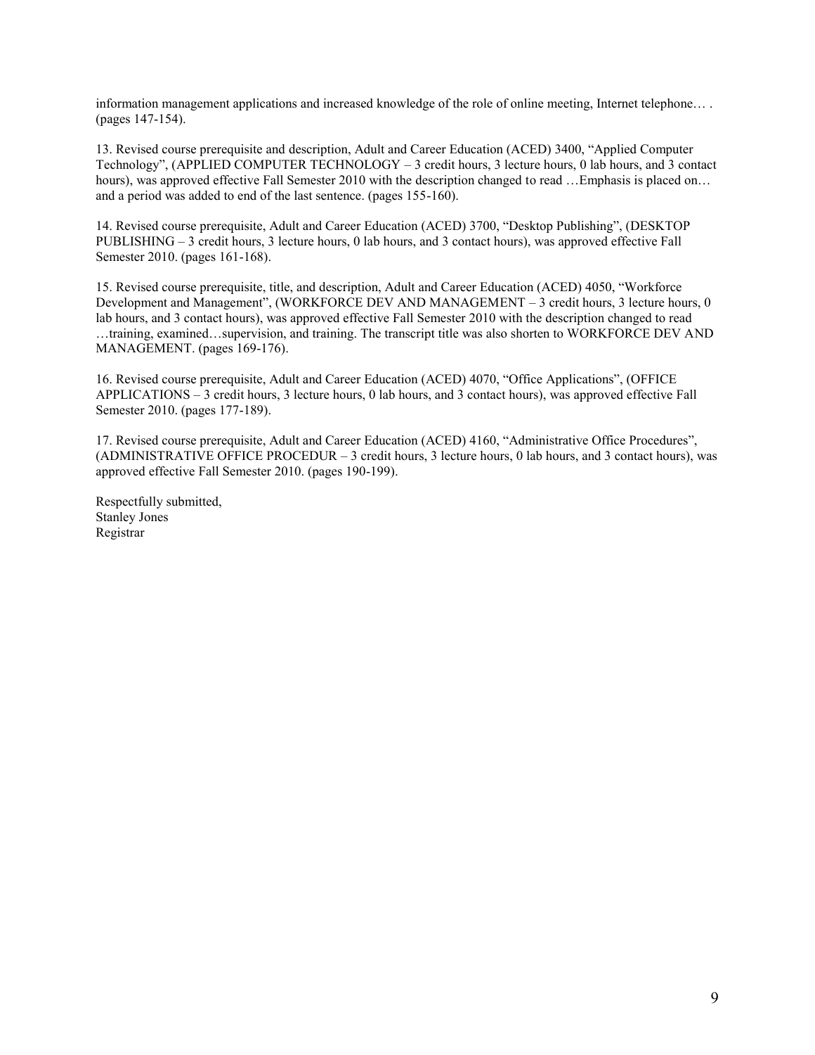information management applications and increased knowledge of the role of online meeting, Internet telephone… . (pages 147-154).

13. Revised course prerequisite and description, Adult and Career Education (ACED) 3400, "Applied Computer Technology", (APPLIED COMPUTER TECHNOLOGY – 3 credit hours, 3 lecture hours, 0 lab hours, and 3 contact hours), was approved effective Fall Semester 2010 with the description changed to read …Emphasis is placed on… and a period was added to end of the last sentence. (pages 155-160).

14. Revised course prerequisite, Adult and Career Education (ACED) 3700, "Desktop Publishing", (DESKTOP PUBLISHING – 3 credit hours, 3 lecture hours, 0 lab hours, and 3 contact hours), was approved effective Fall Semester 2010. (pages 161-168).

15. Revised course prerequisite, title, and description, Adult and Career Education (ACED) 4050, "Workforce Development and Management", (WORKFORCE DEV AND MANAGEMENT – 3 credit hours, 3 lecture hours, 0 lab hours, and 3 contact hours), was approved effective Fall Semester 2010 with the description changed to read …training, examined…supervision, and training. The transcript title was also shorten to WORKFORCE DEV AND MANAGEMENT. (pages 169-176).

16. Revised course prerequisite, Adult and Career Education (ACED) 4070, "Office Applications", (OFFICE APPLICATIONS – 3 credit hours, 3 lecture hours, 0 lab hours, and 3 contact hours), was approved effective Fall Semester 2010. (pages 177-189).

17. Revised course prerequisite, Adult and Career Education (ACED) 4160, "Administrative Office Procedures", (ADMINISTRATIVE OFFICE PROCEDUR – 3 credit hours, 3 lecture hours, 0 lab hours, and 3 contact hours), was approved effective Fall Semester 2010. (pages 190-199).

Respectfully submitted,
Stanley Jones
Registrar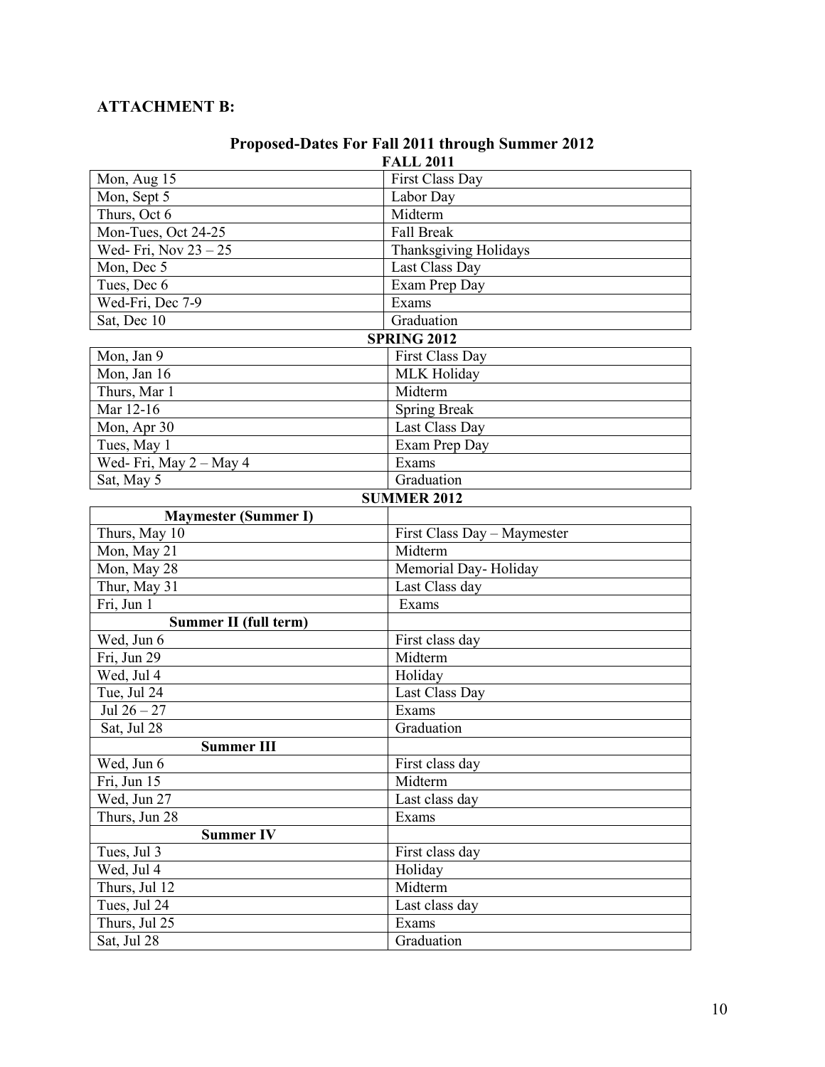**ATTACHMENT B:**

## Proposed-Dates For Fall 2011 through Summer 2012

### FALL 2011

| | |
|---|---|
| Mon, Aug 15 | First Class Day |
| Mon, Sept 5 | Labor Day |
| Thurs, Oct 6 | Midterm |
| Mon-Tues, Oct 24-25 | Fall Break |
| Wed- Fri, Nov 23 – 25 | Thanksgiving Holidays |
| Mon, Dec 5 | Last Class Day |
| Tues, Dec 6 | Exam Prep Day |
| Wed-Fri, Dec 7-9 | Exams |
| Sat, Dec 10 | Graduation |

### SPRING 2012

| | |
|---|---|
| Mon, Jan 9 | First Class Day |
| Mon, Jan 16 | MLK Holiday |
| Thurs, Mar 1 | Midterm |
| Mar 12-16 | Spring Break |
| Mon, Apr 30 | Last Class Day |
| Tues, May 1 | Exam Prep Day |
| Wed- Fri, May 2 – May 4 | Exams |
| Sat, May 5 | Graduation |

### SUMMER 2012

| | |
|---|---|
| **Maymester (Summer I)** | |
| Thurs, May 10 | First Class Day – Maymester |
| Mon, May 21 | Midterm |
| Mon, May 28 | Memorial Day- Holiday |
| Thur, May 31 | Last Class day |
| Fri, Jun 1 | Exams |
| **Summer II (full term)** | |
| Wed, Jun 6 | First class day |
| Fri, Jun 29 | Midterm |
| Wed, Jul 4 | Holiday |
| Tue, Jul 24 | Last Class Day |
| Jul 26 – 27 | Exams |
| Sat, Jul 28 | Graduation |
| **Summer III** | |
| Wed, Jun 6 | First class day |
| Fri, Jun 15 | Midterm |
| Wed, Jun 27 | Last class day |
| Thurs, Jun 28 | Exams |
| **Summer IV** | |
| Tues, Jul 3 | First class day |
| Wed, Jul 4 | Holiday |
| Thurs, Jul 12 | Midterm |
| Tues, Jul 24 | Last class day |
| Thurs, Jul 25 | Exams |
| Sat, Jul 28 | Graduation |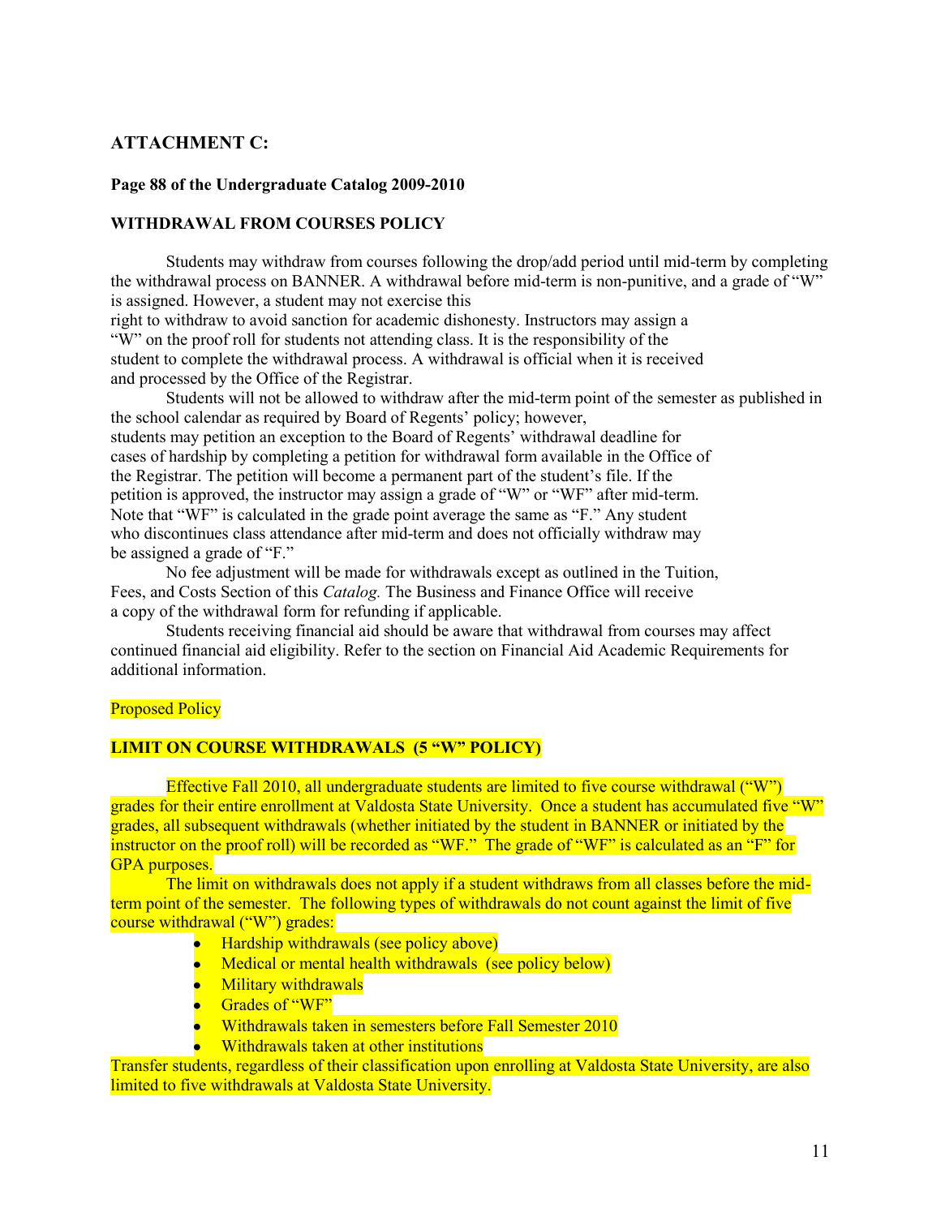## ATTACHMENT C:

**Page 88 of the Undergraduate Catalog 2009-2010**

**WITHDRAWAL FROM COURSES POLICY**

Students may withdraw from courses following the drop/add period until mid-term by completing the withdrawal process on BANNER. A withdrawal before mid-term is non-punitive, and a grade of "W" is assigned. However, a student may not exercise this right to withdraw to avoid sanction for academic dishonesty. Instructors may assign a "W" on the proof roll for students not attending class. It is the responsibility of the student to complete the withdrawal process. A withdrawal is official when it is received and processed by the Office of the Registrar.

Students will not be allowed to withdraw after the mid-term point of the semester as published in the school calendar as required by Board of Regents' policy; however, students may petition an exception to the Board of Regents' withdrawal deadline for cases of hardship by completing a petition for withdrawal form available in the Office of the Registrar. The petition will become a permanent part of the student's file. If the petition is approved, the instructor may assign a grade of "W" or "WF" after mid-term. Note that "WF" is calculated in the grade point average the same as "F." Any student who discontinues class attendance after mid-term and does not officially withdraw may be assigned a grade of "F."

No fee adjustment will be made for withdrawals except as outlined in the Tuition, Fees, and Costs Section of this *Catalog.* The Business and Finance Office will receive a copy of the withdrawal form for refunding if applicable.

Students receiving financial aid should be aware that withdrawal from courses may affect continued financial aid eligibility. Refer to the section on Financial Aid Academic Requirements for additional information.

Proposed Policy

**LIMIT ON COURSE WITHDRAWALS (5 "W" POLICY)**

Effective Fall 2010, all undergraduate students are limited to five course withdrawal ("W") grades for their entire enrollment at Valdosta State University. Once a student has accumulated five "W" grades, all subsequent withdrawals (whether initiated by the student in BANNER or initiated by the instructor on the proof roll) will be recorded as "WF." The grade of "WF" is calculated as an "F" for GPA purposes.

The limit on withdrawals does not apply if a student withdraws from all classes before the mid-term point of the semester. The following types of withdrawals do not count against the limit of five course withdrawal ("W") grades:

- Hardship withdrawals (see policy above)
- Medical or mental health withdrawals (see policy below)
- Military withdrawals
- Grades of "WF"
- Withdrawals taken in semesters before Fall Semester 2010
- Withdrawals taken at other institutions

Transfer students, regardless of their classification upon enrolling at Valdosta State University, are also limited to five withdrawals at Valdosta State University.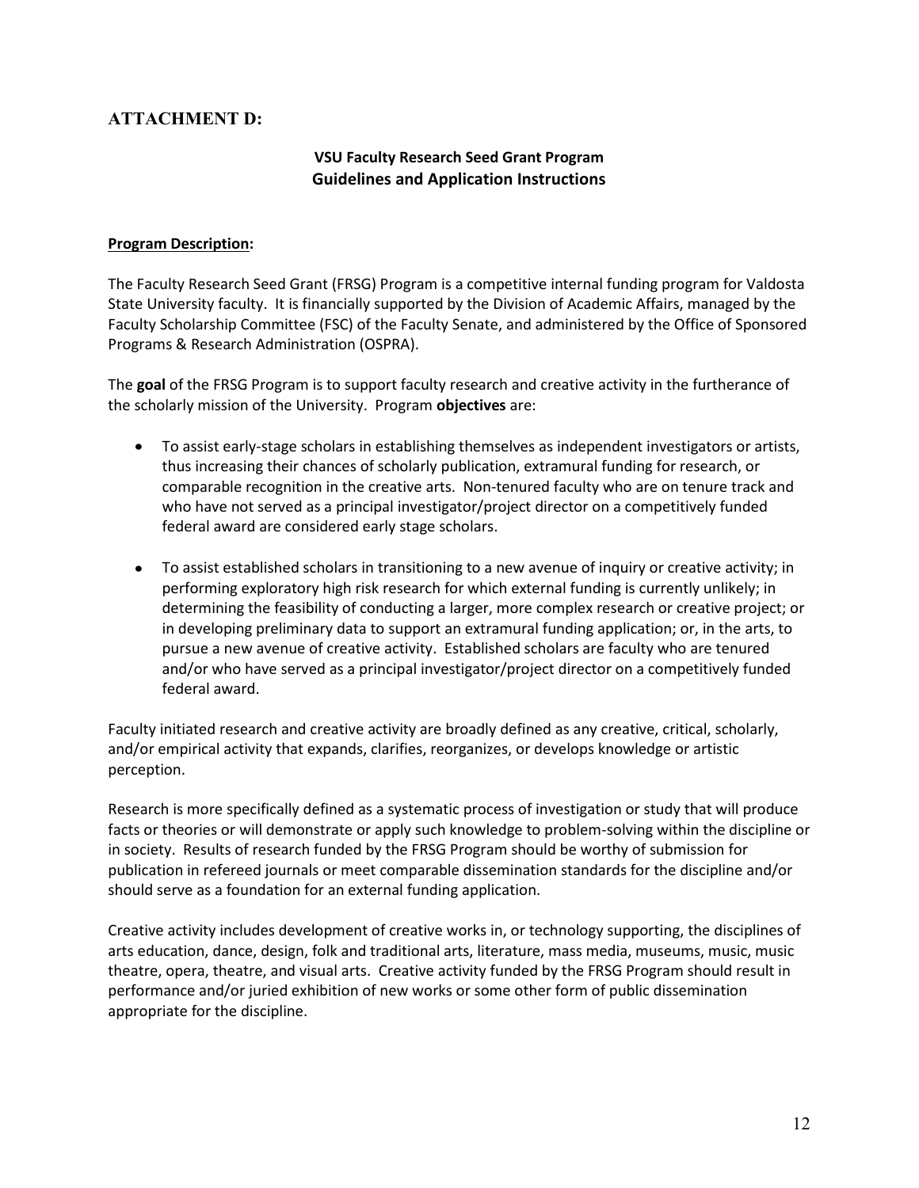## ATTACHMENT D:

### VSU Faculty Research Seed Grant Program
### Guidelines and Application Instructions

**Program Description:**

The Faculty Research Seed Grant (FRSG) Program is a competitive internal funding program for Valdosta State University faculty. It is financially supported by the Division of Academic Affairs, managed by the Faculty Scholarship Committee (FSC) of the Faculty Senate, and administered by the Office of Sponsored Programs & Research Administration (OSPRA).

The **goal** of the FRSG Program is to support faculty research and creative activity in the furtherance of the scholarly mission of the University. Program **objectives** are:

- To assist early-stage scholars in establishing themselves as independent investigators or artists, thus increasing their chances of scholarly publication, extramural funding for research, or comparable recognition in the creative arts. Non-tenured faculty who are on tenure track and who have not served as a principal investigator/project director on a competitively funded federal award are considered early stage scholars.

- To assist established scholars in transitioning to a new avenue of inquiry or creative activity; in performing exploratory high risk research for which external funding is currently unlikely; in determining the feasibility of conducting a larger, more complex research or creative project; or in developing preliminary data to support an extramural funding application; or, in the arts, to pursue a new avenue of creative activity. Established scholars are faculty who are tenured and/or who have served as a principal investigator/project director on a competitively funded federal award.

Faculty initiated research and creative activity are broadly defined as any creative, critical, scholarly, and/or empirical activity that expands, clarifies, reorganizes, or develops knowledge or artistic perception.

Research is more specifically defined as a systematic process of investigation or study that will produce facts or theories or will demonstrate or apply such knowledge to problem-solving within the discipline or in society. Results of research funded by the FRSG Program should be worthy of submission for publication in refereed journals or meet comparable dissemination standards for the discipline and/or should serve as a foundation for an external funding application.

Creative activity includes development of creative works in, or technology supporting, the disciplines of arts education, dance, design, folk and traditional arts, literature, mass media, museums, music, music theatre, opera, theatre, and visual arts. Creative activity funded by the FRSG Program should result in performance and/or juried exhibition of new works or some other form of public dissemination appropriate for the discipline.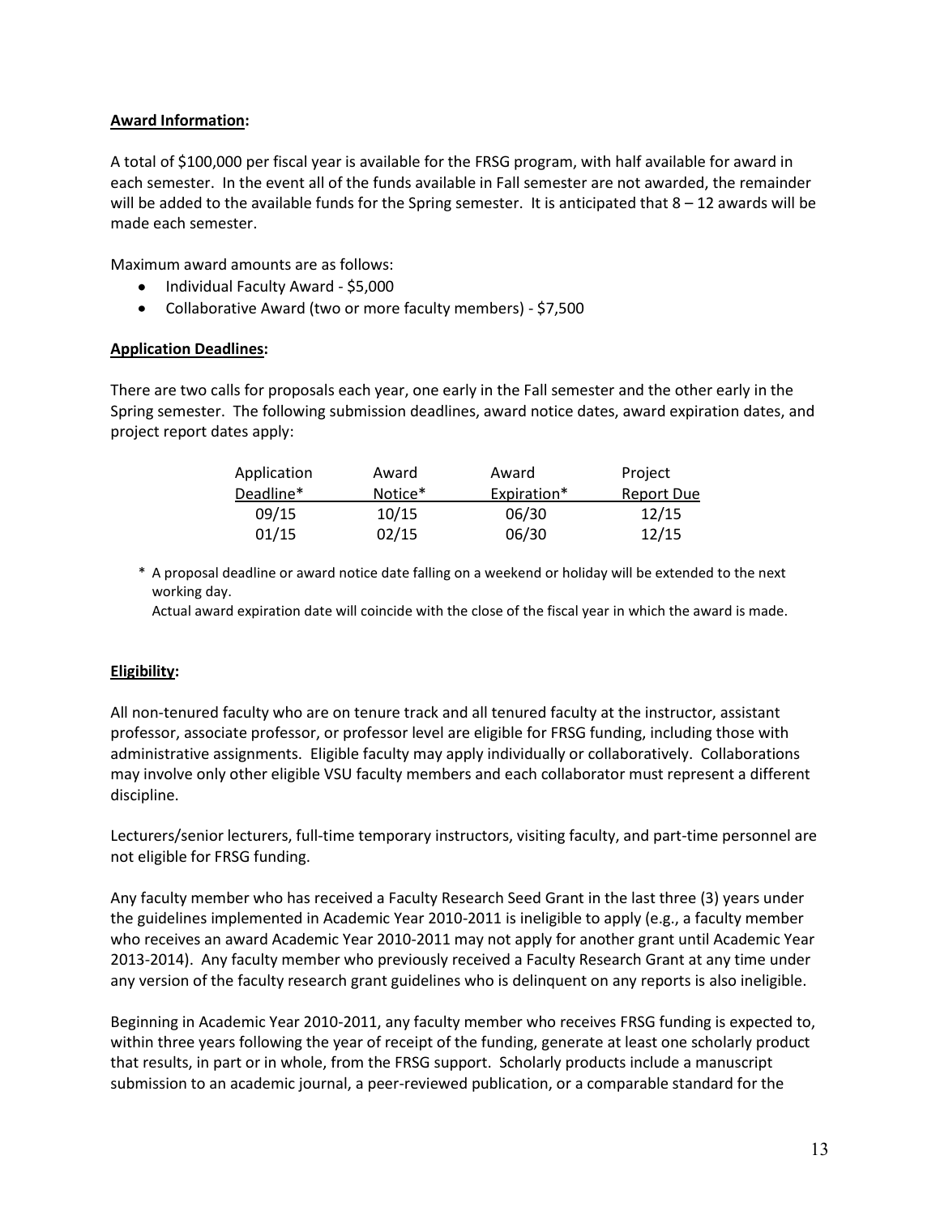**Award Information:**

A total of $100,000 per fiscal year is available for the FRSG program, with half available for award in each semester. In the event all of the funds available in Fall semester are not awarded, the remainder will be added to the available funds for the Spring semester. It is anticipated that 8 – 12 awards will be made each semester.

Maximum award amounts are as follows:

- Individual Faculty Award - $5,000
- Collaborative Award (two or more faculty members) - $7,500

**Application Deadlines:**

There are two calls for proposals each year, one early in the Fall semester and the other early in the Spring semester. The following submission deadlines, award notice dates, award expiration dates, and project report dates apply:

| Application Deadline* | Award Notice* | Award Expiration* | Project Report Due |
|---|---|---|---|
| 09/15 | 10/15 | 06/30 | 12/15 |
| 01/15 | 02/15 | 06/30 | 12/15 |

\* A proposal deadline or award notice date falling on a weekend or holiday will be extended to the next working day.
Actual award expiration date will coincide with the close of the fiscal year in which the award is made.

**Eligibility:**

All non-tenured faculty who are on tenure track and all tenured faculty at the instructor, assistant professor, associate professor, or professor level are eligible for FRSG funding, including those with administrative assignments. Eligible faculty may apply individually or collaboratively. Collaborations may involve only other eligible VSU faculty members and each collaborator must represent a different discipline.

Lecturers/senior lecturers, full-time temporary instructors, visiting faculty, and part-time personnel are not eligible for FRSG funding.

Any faculty member who has received a Faculty Research Seed Grant in the last three (3) years under the guidelines implemented in Academic Year 2010-2011 is ineligible to apply (e.g., a faculty member who receives an award Academic Year 2010-2011 may not apply for another grant until Academic Year 2013-2014). Any faculty member who previously received a Faculty Research Grant at any time under any version of the faculty research grant guidelines who is delinquent on any reports is also ineligible.

Beginning in Academic Year 2010-2011, any faculty member who receives FRSG funding is expected to, within three years following the year of receipt of the funding, generate at least one scholarly product that results, in part or in whole, from the FRSG support. Scholarly products include a manuscript submission to an academic journal, a peer-reviewed publication, or a comparable standard for the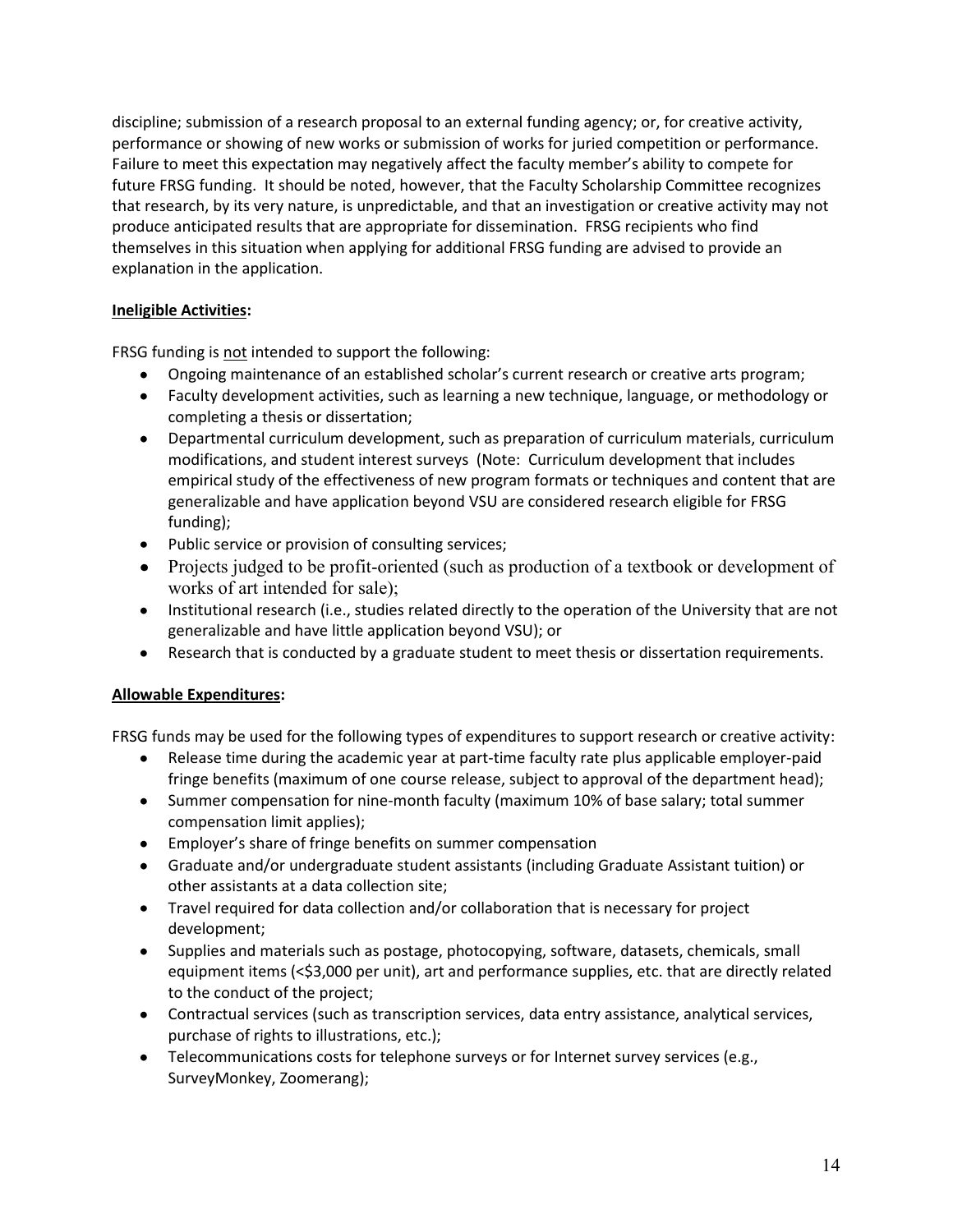discipline; submission of a research proposal to an external funding agency; or, for creative activity, performance or showing of new works or submission of works for juried competition or performance. Failure to meet this expectation may negatively affect the faculty member's ability to compete for future FRSG funding. It should be noted, however, that the Faculty Scholarship Committee recognizes that research, by its very nature, is unpredictable, and that an investigation or creative activity may not produce anticipated results that are appropriate for dissemination. FRSG recipients who find themselves in this situation when applying for additional FRSG funding are advised to provide an explanation in the application.

**Ineligible Activities:**

FRSG funding is not intended to support the following:

- Ongoing maintenance of an established scholar's current research or creative arts program;
- Faculty development activities, such as learning a new technique, language, or methodology or completing a thesis or dissertation;
- Departmental curriculum development, such as preparation of curriculum materials, curriculum modifications, and student interest surveys (Note: Curriculum development that includes empirical study of the effectiveness of new program formats or techniques and content that are generalizable and have application beyond VSU are considered research eligible for FRSG funding);
- Public service or provision of consulting services;
- Projects judged to be profit-oriented (such as production of a textbook or development of works of art intended for sale);
- Institutional research (i.e., studies related directly to the operation of the University that are not generalizable and have little application beyond VSU); or
- Research that is conducted by a graduate student to meet thesis or dissertation requirements.

**Allowable Expenditures:**

FRSG funds may be used for the following types of expenditures to support research or creative activity:

- Release time during the academic year at part-time faculty rate plus applicable employer-paid fringe benefits (maximum of one course release, subject to approval of the department head);
- Summer compensation for nine-month faculty (maximum 10% of base salary; total summer compensation limit applies);
- Employer's share of fringe benefits on summer compensation
- Graduate and/or undergraduate student assistants (including Graduate Assistant tuition) or other assistants at a data collection site;
- Travel required for data collection and/or collaboration that is necessary for project development;
- Supplies and materials such as postage, photocopying, software, datasets, chemicals, small equipment items (<$3,000 per unit), art and performance supplies, etc. that are directly related to the conduct of the project;
- Contractual services (such as transcription services, data entry assistance, analytical services, purchase of rights to illustrations, etc.);
- Telecommunications costs for telephone surveys or for Internet survey services (e.g., SurveyMonkey, Zoomerang);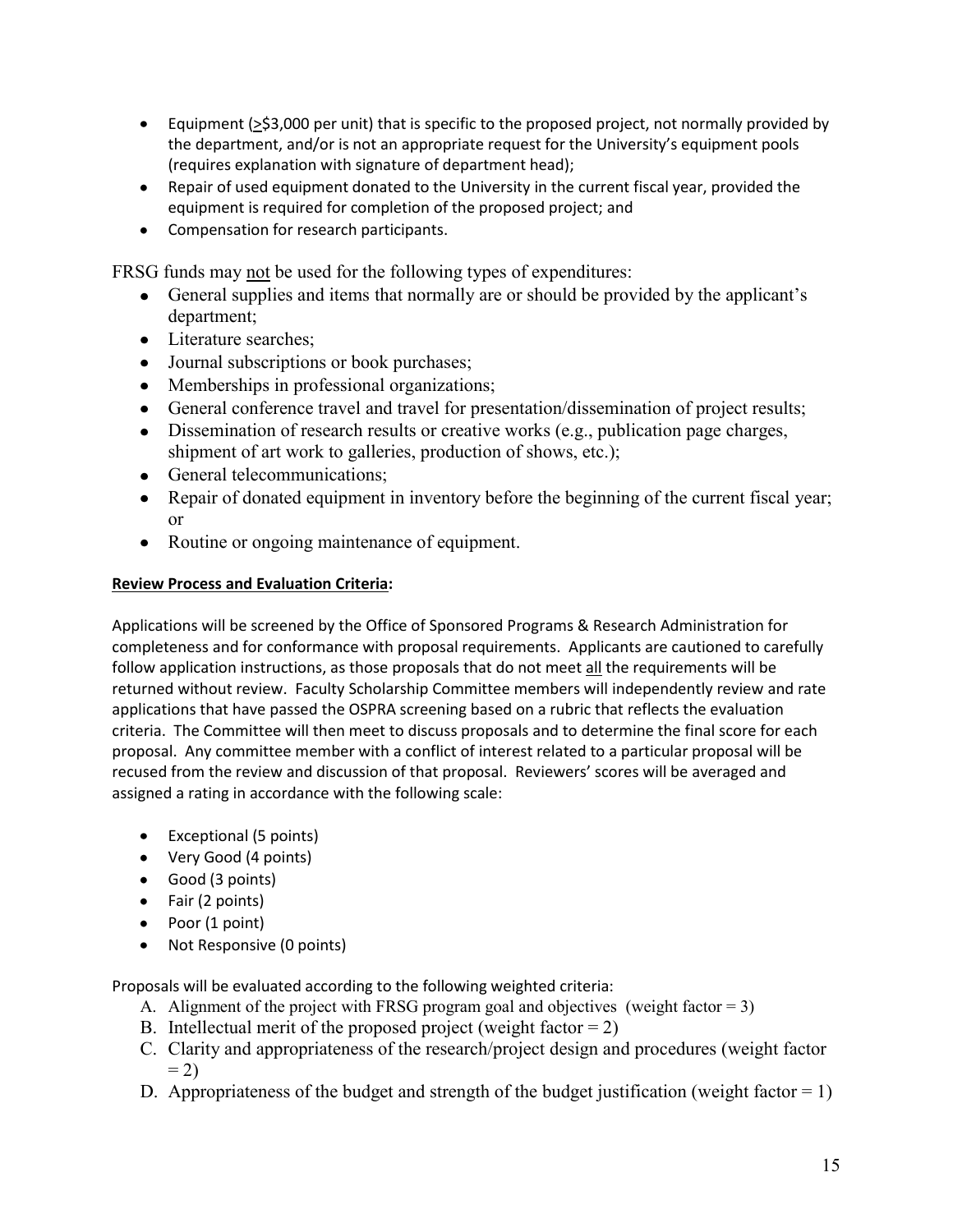- Equipment (≥$3,000 per unit) that is specific to the proposed project, not normally provided by the department, and/or is not an appropriate request for the University's equipment pools (requires explanation with signature of department head);
- Repair of used equipment donated to the University in the current fiscal year, provided the equipment is required for completion of the proposed project; and
- Compensation for research participants.

FRSG funds may not be used for the following types of expenditures:

- General supplies and items that normally are or should be provided by the applicant's department;
- Literature searches;
- Journal subscriptions or book purchases;
- Memberships in professional organizations;
- General conference travel and travel for presentation/dissemination of project results;
- Dissemination of research results or creative works (e.g., publication page charges, shipment of art work to galleries, production of shows, etc.);
- General telecommunications;
- Repair of donated equipment in inventory before the beginning of the current fiscal year; or
- Routine or ongoing maintenance of equipment.

**Review Process and Evaluation Criteria:**

Applications will be screened by the Office of Sponsored Programs & Research Administration for completeness and for conformance with proposal requirements. Applicants are cautioned to carefully follow application instructions, as those proposals that do not meet all the requirements will be returned without review. Faculty Scholarship Committee members will independently review and rate applications that have passed the OSPRA screening based on a rubric that reflects the evaluation criteria. The Committee will then meet to discuss proposals and to determine the final score for each proposal. Any committee member with a conflict of interest related to a particular proposal will be recused from the review and discussion of that proposal. Reviewers' scores will be averaged and assigned a rating in accordance with the following scale:

- Exceptional (5 points)
- Very Good (4 points)
- Good (3 points)
- Fair (2 points)
- Poor (1 point)
- Not Responsive (0 points)

Proposals will be evaluated according to the following weighted criteria:

A. Alignment of the project with FRSG program goal and objectives (weight factor = 3)
B. Intellectual merit of the proposed project (weight factor = 2)
C. Clarity and appropriateness of the research/project design and procedures (weight factor = 2)
D. Appropriateness of the budget and strength of the budget justification (weight factor = 1)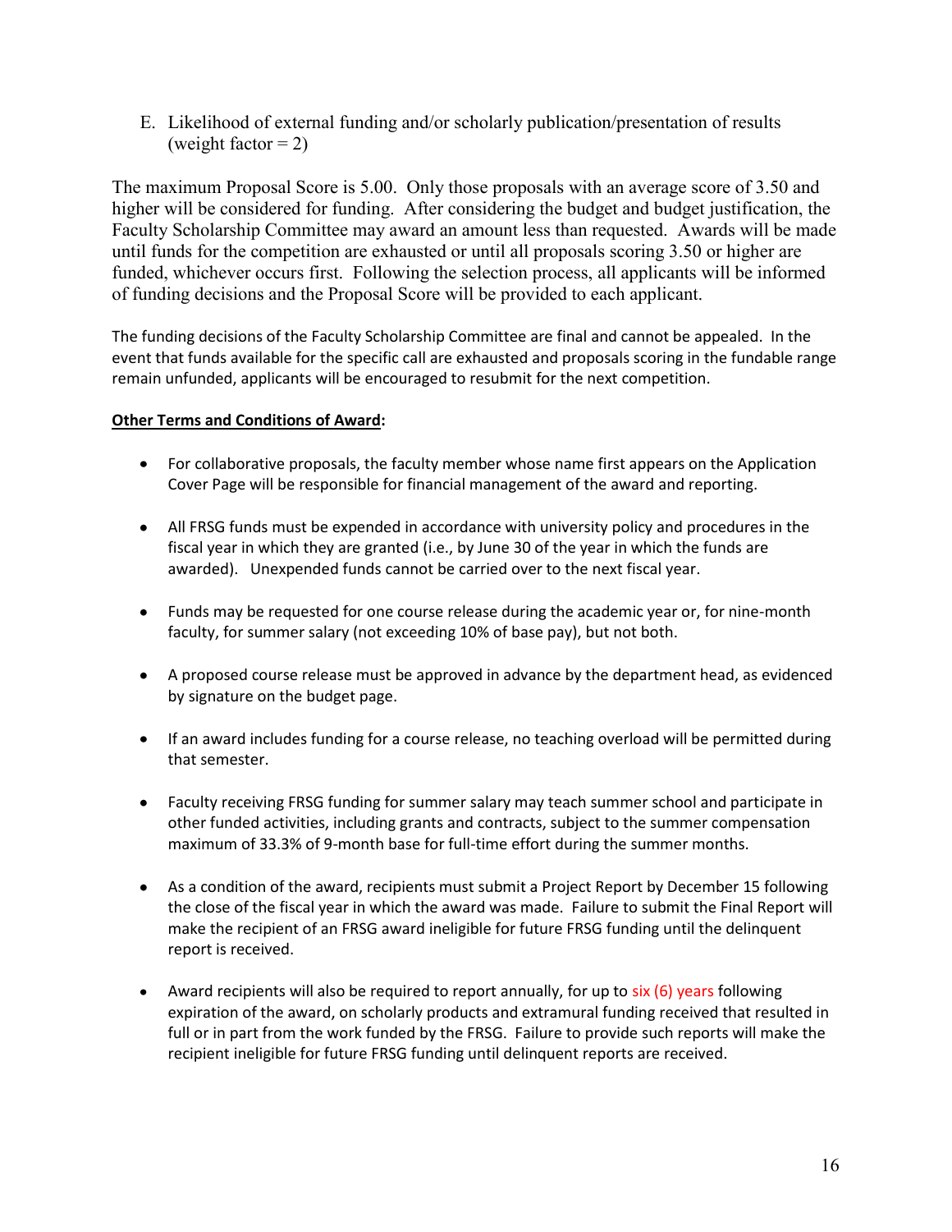E. Likelihood of external funding and/or scholarly publication/presentation of results (weight factor = 2)

The maximum Proposal Score is 5.00. Only those proposals with an average score of 3.50 and higher will be considered for funding. After considering the budget and budget justification, the Faculty Scholarship Committee may award an amount less than requested. Awards will be made until funds for the competition are exhausted or until all proposals scoring 3.50 or higher are funded, whichever occurs first. Following the selection process, all applicants will be informed of funding decisions and the Proposal Score will be provided to each applicant.

The funding decisions of the Faculty Scholarship Committee are final and cannot be appealed. In the event that funds available for the specific call are exhausted and proposals scoring in the fundable range remain unfunded, applicants will be encouraged to resubmit for the next competition.

**Other Terms and Conditions of Award:**

- For collaborative proposals, the faculty member whose name first appears on the Application Cover Page will be responsible for financial management of the award and reporting.
- All FRSG funds must be expended in accordance with university policy and procedures in the fiscal year in which they are granted (i.e., by June 30 of the year in which the funds are awarded). Unexpended funds cannot be carried over to the next fiscal year.
- Funds may be requested for one course release during the academic year or, for nine-month faculty, for summer salary (not exceeding 10% of base pay), but not both.
- A proposed course release must be approved in advance by the department head, as evidenced by signature on the budget page.
- If an award includes funding for a course release, no teaching overload will be permitted during that semester.
- Faculty receiving FRSG funding for summer salary may teach summer school and participate in other funded activities, including grants and contracts, subject to the summer compensation maximum of 33.3% of 9-month base for full-time effort during the summer months.
- As a condition of the award, recipients must submit a Project Report by December 15 following the close of the fiscal year in which the award was made. Failure to submit the Final Report will make the recipient of an FRSG award ineligible for future FRSG funding until the delinquent report is received.
- Award recipients will also be required to report annually, for up to six (6) years following expiration of the award, on scholarly products and extramural funding received that resulted in full or in part from the work funded by the FRSG. Failure to provide such reports will make the recipient ineligible for future FRSG funding until delinquent reports are received.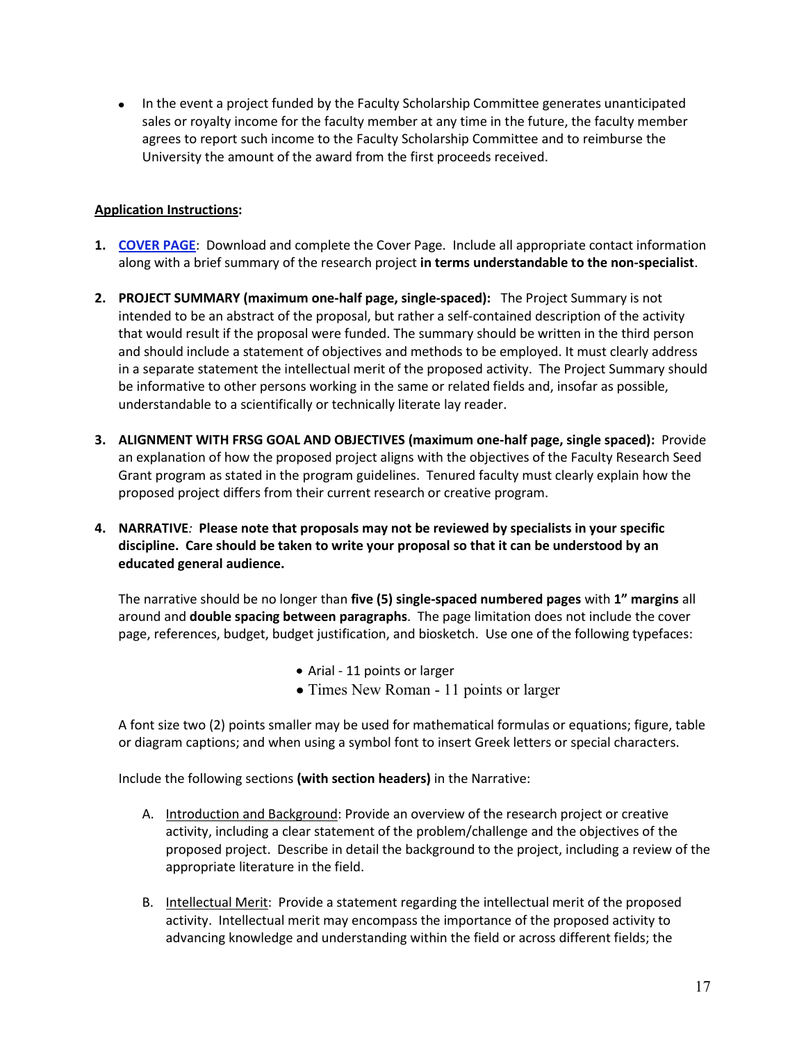- In the event a project funded by the Faculty Scholarship Committee generates unanticipated sales or royalty income for the faculty member at any time in the future, the faculty member agrees to report such income to the Faculty Scholarship Committee and to reimburse the University the amount of the award from the first proceeds received.

**Application Instructions:**

1. **COVER PAGE**: Download and complete the Cover Page. Include all appropriate contact information along with a brief summary of the research project **in terms understandable to the non-specialist**.

2. **PROJECT SUMMARY (maximum one-half page, single-spaced):** The Project Summary is not intended to be an abstract of the proposal, but rather a self-contained description of the activity that would result if the proposal were funded. The summary should be written in the third person and should include a statement of objectives and methods to be employed. It must clearly address in a separate statement the intellectual merit of the proposed activity. The Project Summary should be informative to other persons working in the same or related fields and, insofar as possible, understandable to a scientifically or technically literate lay reader.

3. **ALIGNMENT WITH FRSG GOAL AND OBJECTIVES (maximum one-half page, single spaced):** Provide an explanation of how the proposed project aligns with the objectives of the Faculty Research Seed Grant program as stated in the program guidelines. Tenured faculty must clearly explain how the proposed project differs from their current research or creative program.

4. **NARRATIVE*:* Please note that proposals may not be reviewed by specialists in your specific discipline. Care should be taken to write your proposal so that it can be understood by an educated general audience.**

   The narrative should be no longer than **five (5) single-spaced numbered pages** with **1" margins** all around and **double spacing between paragraphs**. The page limitation does not include the cover page, references, budget, budget justification, and biosketch. Use one of the following typefaces:

   - Arial - 11 points or larger
   - Times New Roman - 11 points or larger

   A font size two (2) points smaller may be used for mathematical formulas or equations; figure, table or diagram captions; and when using a symbol font to insert Greek letters or special characters.

   Include the following sections **(with section headers)** in the Narrative:

   A. Introduction and Background: Provide an overview of the research project or creative activity, including a clear statement of the problem/challenge and the objectives of the proposed project. Describe in detail the background to the project, including a review of the appropriate literature in the field.

   B. Intellectual Merit: Provide a statement regarding the intellectual merit of the proposed activity. Intellectual merit may encompass the importance of the proposed activity to advancing knowledge and understanding within the field or across different fields; the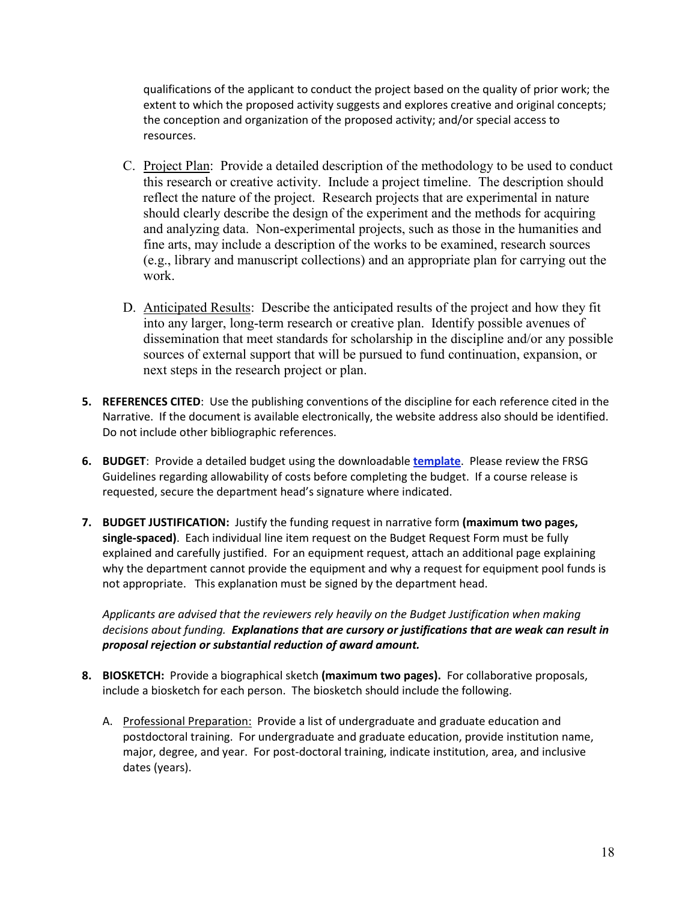qualifications of the applicant to conduct the project based on the quality of prior work; the extent to which the proposed activity suggests and explores creative and original concepts; the conception and organization of the proposed activity; and/or special access to resources.

C. Project Plan: Provide a detailed description of the methodology to be used to conduct this research or creative activity. Include a project timeline. The description should reflect the nature of the project. Research projects that are experimental in nature should clearly describe the design of the experiment and the methods for acquiring and analyzing data. Non-experimental projects, such as those in the humanities and fine arts, may include a description of the works to be examined, research sources (e.g., library and manuscript collections) and an appropriate plan for carrying out the work.

D. Anticipated Results: Describe the anticipated results of the project and how they fit into any larger, long-term research or creative plan. Identify possible avenues of dissemination that meet standards for scholarship in the discipline and/or any possible sources of external support that will be pursued to fund continuation, expansion, or next steps in the research project or plan.

5. **REFERENCES CITED**: Use the publishing conventions of the discipline for each reference cited in the Narrative. If the document is available electronically, the website address also should be identified. Do not include other bibliographic references.

6. **BUDGET**: Provide a detailed budget using the downloadable **template**. Please review the FRSG Guidelines regarding allowability of costs before completing the budget. If a course release is requested, secure the department head's signature where indicated.

7. **BUDGET JUSTIFICATION:** Justify the funding request in narrative form **(maximum two pages, single-spaced)**. Each individual line item request on the Budget Request Form must be fully explained and carefully justified. For an equipment request, attach an additional page explaining why the department cannot provide the equipment and why a request for equipment pool funds is not appropriate. This explanation must be signed by the department head.

   *Applicants are advised that the reviewers rely heavily on the Budget Justification when making decisions about funding.* ***Explanations that are cursory or justifications that are weak can result in proposal rejection or substantial reduction of award amount.***

8. **BIOSKETCH:** Provide a biographical sketch **(maximum two pages).** For collaborative proposals, include a biosketch for each person. The biosketch should include the following.

   A. Professional Preparation: Provide a list of undergraduate and graduate education and postdoctoral training. For undergraduate and graduate education, provide institution name, major, degree, and year. For post-doctoral training, indicate institution, area, and inclusive dates (years).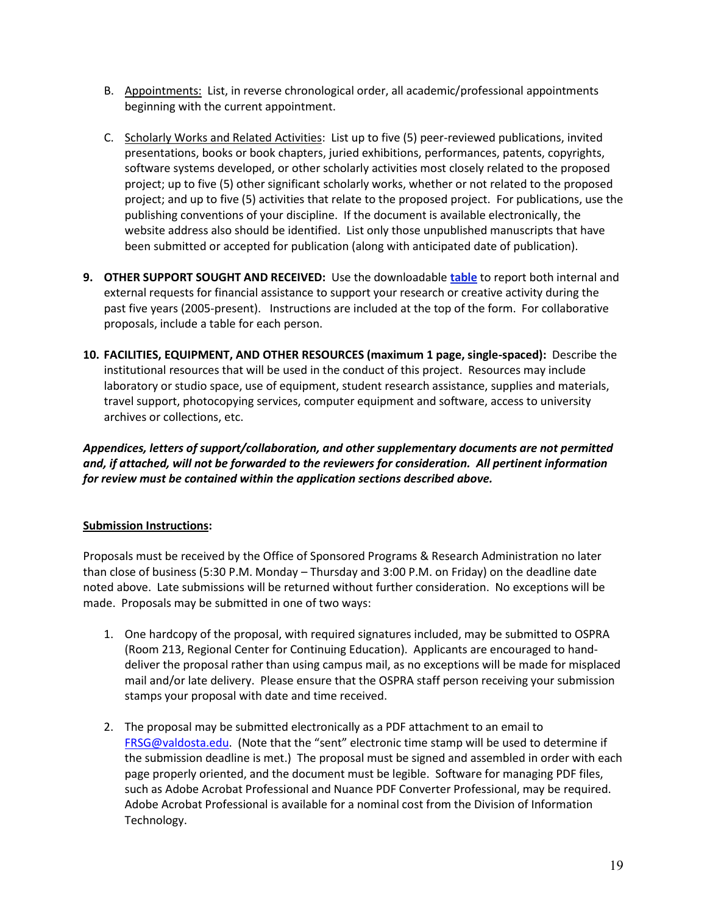B. <u>Appointments:</u> List, in reverse chronological order, all academic/professional appointments beginning with the current appointment.

C. <u>Scholarly Works and Related Activities</u>: List up to five (5) peer-reviewed publications, invited presentations, books or book chapters, juried exhibitions, performances, patents, copyrights, software systems developed, or other scholarly activities most closely related to the proposed project; up to five (5) other significant scholarly works, whether or not related to the proposed project; and up to five (5) activities that relate to the proposed project. For publications, use the publishing conventions of your discipline. If the document is available electronically, the website address also should be identified. List only those unpublished manuscripts that have been submitted or accepted for publication (along with anticipated date of publication).

9. **OTHER SUPPORT SOUGHT AND RECEIVED:** Use the downloadable **table** to report both internal and external requests for financial assistance to support your research or creative activity during the past five years (2005-present). Instructions are included at the top of the form. For collaborative proposals, include a table for each person.

10. **FACILITIES, EQUIPMENT, AND OTHER RESOURCES (maximum 1 page, single-spaced):** Describe the institutional resources that will be used in the conduct of this project. Resources may include laboratory or studio space, use of equipment, student research assistance, supplies and materials, travel support, photocopying services, computer equipment and software, access to university archives or collections, etc.

***Appendices, letters of support/collaboration, and other supplementary documents are not permitted and, if attached, will not be forwarded to the reviewers for consideration. All pertinent information for review must be contained within the application sections described above.***

**<u>Submission Instructions</u>:**

Proposals must be received by the Office of Sponsored Programs & Research Administration no later than close of business (5:30 P.M. Monday – Thursday and 3:00 P.M. on Friday) on the deadline date noted above. Late submissions will be returned without further consideration. No exceptions will be made. Proposals may be submitted in one of two ways:

1. One hardcopy of the proposal, with required signatures included, may be submitted to OSPRA (Room 213, Regional Center for Continuing Education). Applicants are encouraged to hand-deliver the proposal rather than using campus mail, as no exceptions will be made for misplaced mail and/or late delivery. Please ensure that the OSPRA staff person receiving your submission stamps your proposal with date and time received.

2. The proposal may be submitted electronically as a PDF attachment to an email to FRSG@valdosta.edu. (Note that the "sent" electronic time stamp will be used to determine if the submission deadline is met.) The proposal must be signed and assembled in order with each page properly oriented, and the document must be legible. Software for managing PDF files, such as Adobe Acrobat Professional and Nuance PDF Converter Professional, may be required. Adobe Acrobat Professional is available for a nominal cost from the Division of Information Technology.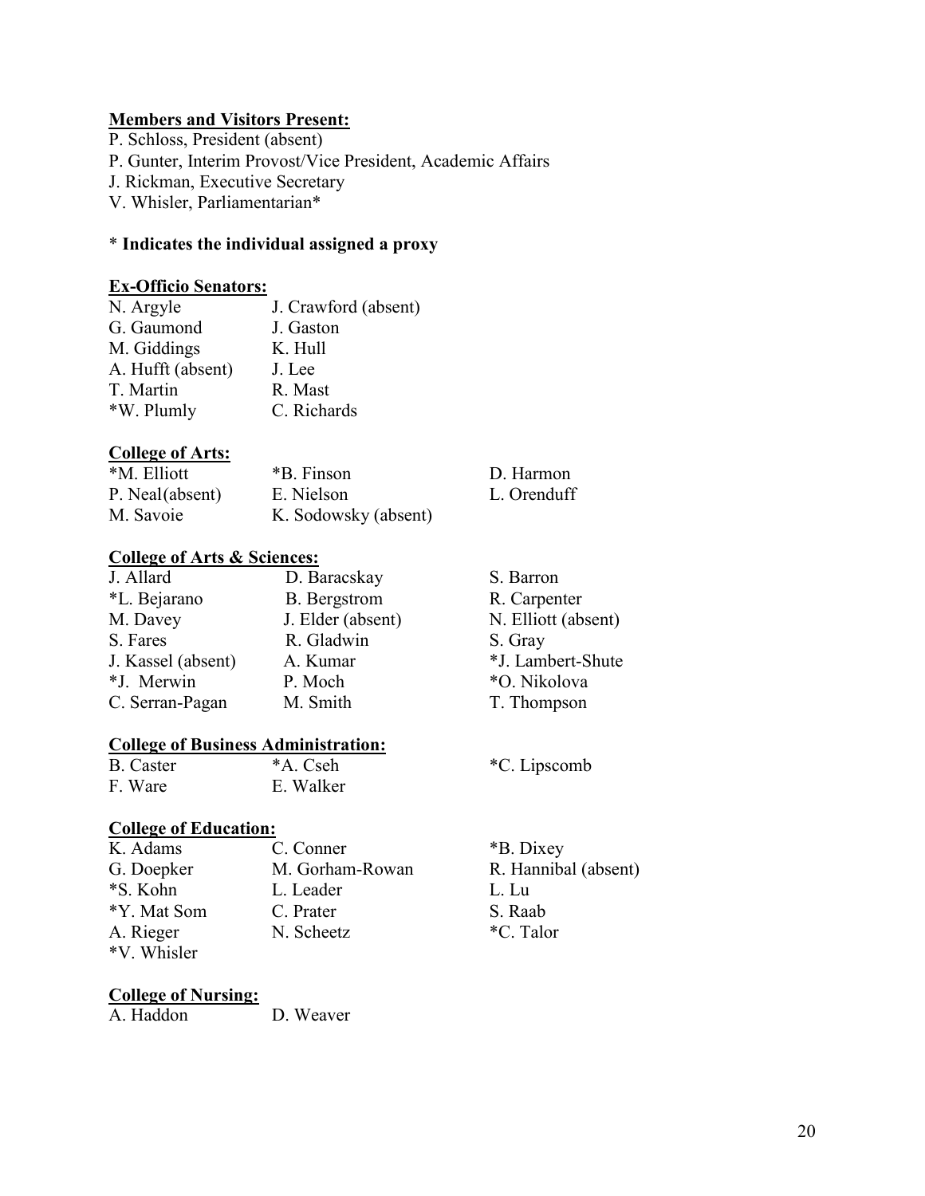**Members and Visitors Present:**

P. Schloss, President (absent)
P. Gunter, Interim Provost/Vice President, Academic Affairs
J. Rickman, Executive Secretary
V. Whisler, Parliamentarian*

\* **Indicates the individual assigned a proxy**

**Ex-Officio Senators:**

| | |
|---|---|
| N. Argyle | J. Crawford (absent) |
| G. Gaumond | J. Gaston |
| M. Giddings | K. Hull |
| A. Hufft (absent) | J. Lee |
| T. Martin | R. Mast |
| *W. Plumly | C. Richards |

**College of Arts:**

| | | |
|---|---|---|
| *M. Elliott | *B. Finson | D. Harmon |
| P. Neal(absent) | E. Nielson | L. Orenduff |
| M. Savoie | K. Sodowsky (absent) | |

**College of Arts & Sciences:**

| | | |
|---|---|---|
| J. Allard | D. Baracskay | S. Barron |
| *L. Bejarano | B. Bergstrom | R. Carpenter |
| M. Davey | J. Elder (absent) | N. Elliott (absent) |
| S. Fares | R. Gladwin | S. Gray |
| J. Kassel (absent) | A. Kumar | *J. Lambert-Shute |
| *J. Merwin | P. Moch | *O. Nikolova |
| C. Serran-Pagan | M. Smith | T. Thompson |

**College of Business Administration:**

| | | |
|---|---|---|
| B. Caster | *A. Cseh | *C. Lipscomb |
| F. Ware | E. Walker | |

**College of Education:**

| | | |
|---|---|---|
| K. Adams | C. Conner | *B. Dixey |
| G. Doepker | M. Gorham-Rowan | R. Hannibal (absent) |
| *S. Kohn | L. Leader | L. Lu |
| *Y. Mat Som | C. Prater | S. Raab |
| A. Rieger | N. Scheetz | *C. Talor |
| *V. Whisler | | |

**College of Nursing:**

| | |
|---|---|
| A. Haddon | D. Weaver |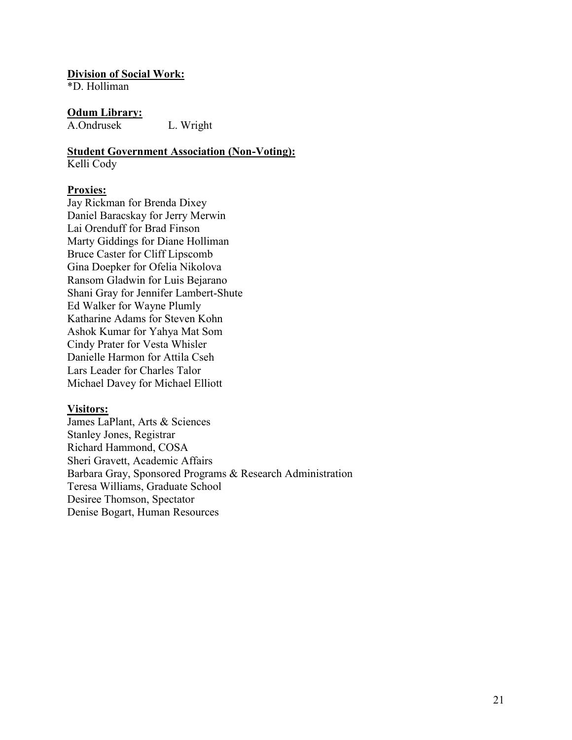**Division of Social Work:**
*D. Holliman

**Odum Library:**
A.Ondrusek L. Wright

**Student Government Association (Non-Voting):**
Kelli Cody

**Proxies:**
Jay Rickman for Brenda Dixey
Daniel Baracskay for Jerry Merwin
Lai Orenduff for Brad Finson
Marty Giddings for Diane Holliman
Bruce Caster for Cliff Lipscomb
Gina Doepker for Ofelia Nikolova
Ransom Gladwin for Luis Bejarano
Shani Gray for Jennifer Lambert-Shute
Ed Walker for Wayne Plumly
Katharine Adams for Steven Kohn
Ashok Kumar for Yahya Mat Som
Cindy Prater for Vesta Whisler
Danielle Harmon for Attila Cseh
Lars Leader for Charles Talor
Michael Davey for Michael Elliott

**Visitors:**
James LaPlant, Arts & Sciences
Stanley Jones, Registrar
Richard Hammond, COSA
Sheri Gravett, Academic Affairs
Barbara Gray, Sponsored Programs & Research Administration
Teresa Williams, Graduate School
Desiree Thomson, Spectator
Denise Bogart, Human Resources